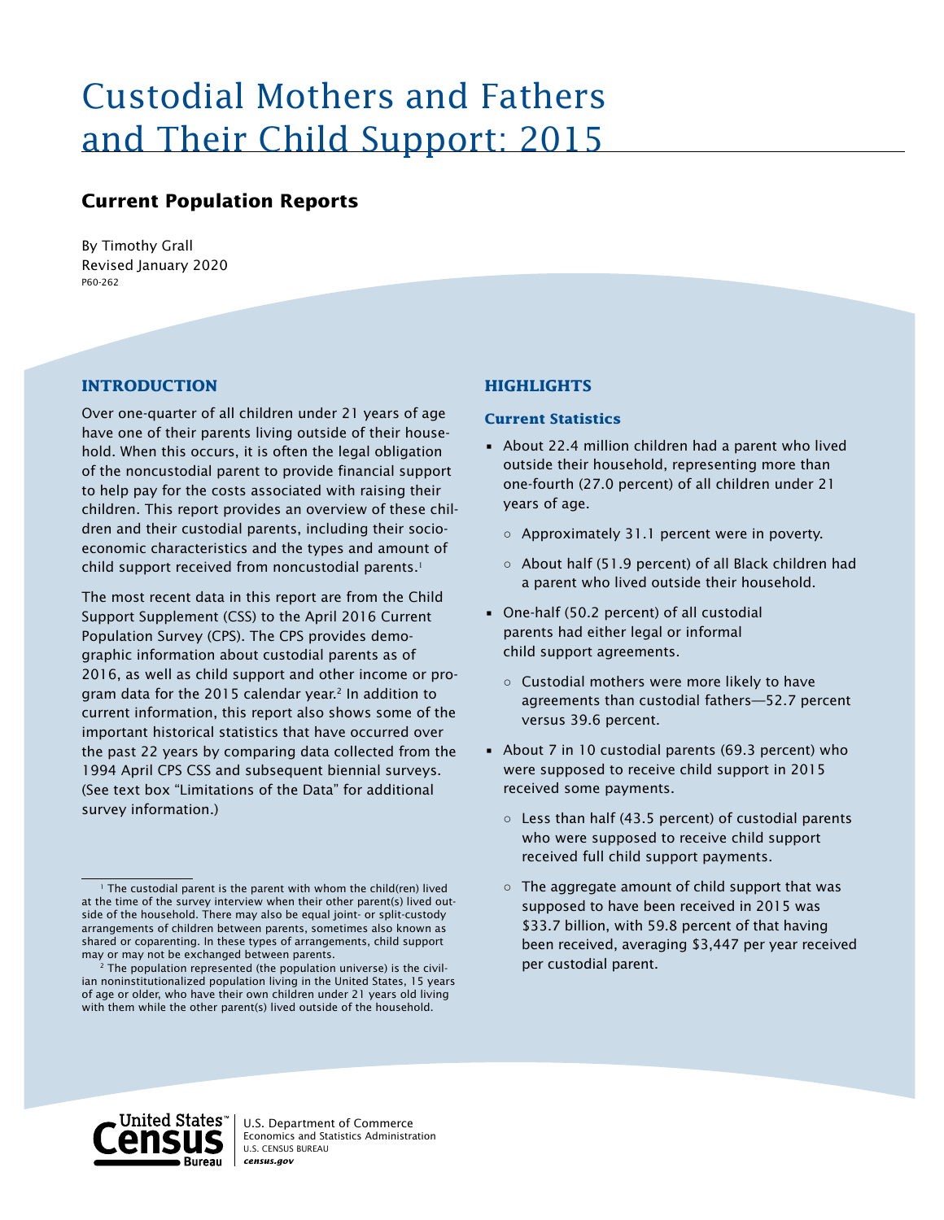# Custodial Mothers and Fathers and Their Child Support: 2015

## Current Population Reports

By Timothy Grall
Revised January 2020
P60-262

## INTRODUCTION

Over one-quarter of all children under 21 years of age have one of their parents living outside of their household. When this occurs, it is often the legal obligation of the noncustodial parent to provide financial support to help pay for the costs associated with raising their children. This report provides an overview of these children and their custodial parents, including their socioeconomic characteristics and the types and amount of child support received from noncustodial parents.[1]

The most recent data in this report are from the Child Support Supplement (CSS) to the April 2016 Current Population Survey (CPS). The CPS provides demographic information about custodial parents as of 2016, as well as child support and other income or program data for the 2015 calendar year.[2] In addition to current information, this report also shows some of the important historical statistics that have occurred over the past 22 years by comparing data collected from the 1994 April CPS CSS and subsequent biennial surveys. (See text box "Limitations of the Data" for additional survey information.)

[1] The custodial parent is the parent with whom the child(ren) lived at the time of the survey interview when their other parent(s) lived outside of the household. There may also be equal joint- or split-custody arrangements of children between parents, sometimes also known as shared or coparenting. In these types of arrangements, child support may or may not be exchanged between parents.

[2] The population represented (the population universe) is the civilian noninstitutionalized population living in the United States, 15 years of age or older, who have their own children under 21 years old living with them while the other parent(s) lived outside of the household.

## HIGHLIGHTS

### Current Statistics

- About 22.4 million children had a parent who lived outside their household, representing more than one-fourth (27.0 percent) of all children under 21 years of age.
  - Approximately 31.1 percent were in poverty.
  - About half (51.9 percent) of all Black children had a parent who lived outside their household.
- One-half (50.2 percent) of all custodial parents had either legal or informal child support agreements.
  - Custodial mothers were more likely to have agreements than custodial fathers—52.7 percent versus 39.6 percent.
- About 7 in 10 custodial parents (69.3 percent) who were supposed to receive child support in 2015 received some payments.
  - Less than half (43.5 percent) of custodial parents who were supposed to receive child support received full child support payments.
  - The aggregate amount of child support that was supposed to have been received in 2015 was $33.7 billion, with 59.8 percent of that having been received, averaging $3,447 per year received per custodial parent.

U.S. Department of Commerce
Economics and Statistics Administration
U.S. CENSUS BUREAU
*census.gov*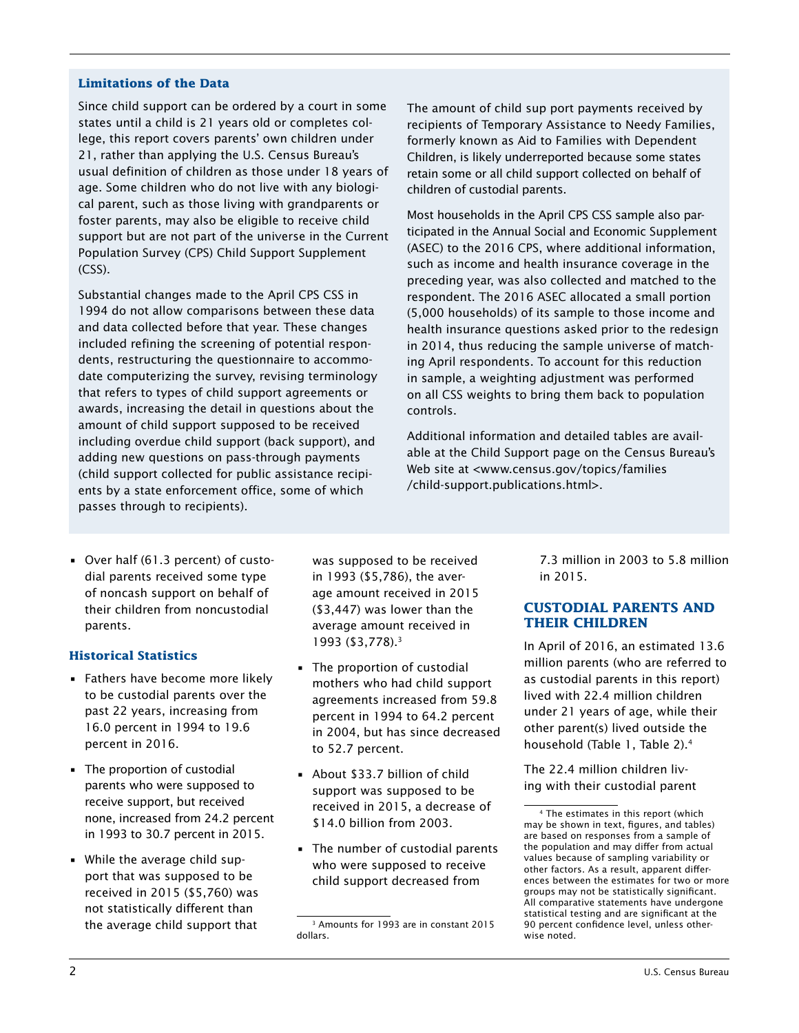### Limitations of the Data

Since child support can be ordered by a court in some states until a child is 21 years old or completes college, this report covers parents' own children under 21, rather than applying the U.S. Census Bureau's usual definition of children as those under 18 years of age. Some children who do not live with any biological parent, such as those living with grandparents or foster parents, may also be eligible to receive child support but are not part of the universe in the Current Population Survey (CPS) Child Support Supplement (CSS).

Substantial changes made to the April CPS CSS in 1994 do not allow comparisons between these data and data collected before that year. These changes included refining the screening of potential respondents, restructuring the questionnaire to accommodate computerizing the survey, revising terminology that refers to types of child support agreements or awards, increasing the detail in questions about the amount of child support supposed to be received including overdue child support (back support), and adding new questions on pass-through payments (child support collected for public assistance recipients by a state enforcement office, some of which passes through to recipients).

The amount of child sup port payments received by recipients of Temporary Assistance to Needy Families, formerly known as Aid to Families with Dependent Children, is likely underreported because some states retain some or all child support collected on behalf of children of custodial parents.

Most households in the April CPS CSS sample also participated in the Annual Social and Economic Supplement (ASEC) to the 2016 CPS, where additional information, such as income and health insurance coverage in the preceding year, was also collected and matched to the respondent. The 2016 ASEC allocated a small portion (5,000 households) of its sample to those income and health insurance questions asked prior to the redesign in 2014, thus reducing the sample universe of matching April respondents. To account for this reduction in sample, a weighting adjustment was performed on all CSS weights to bring them back to population controls.

Additional information and detailed tables are available at the Child Support page on the Census Bureau's Web site at <www.census.gov/topics/families/child-support.publications.html>.

- Over half (61.3 percent) of custodial parents received some type of noncash support on behalf of their children from noncustodial parents.

### Historical Statistics

- Fathers have become more likely to be custodial parents over the past 22 years, increasing from 16.0 percent in 1994 to 19.6 percent in 2016.
- The proportion of custodial parents who were supposed to receive support, but received none, increased from 24.2 percent in 1993 to 30.7 percent in 2015.
- While the average child support that was supposed to be received in 2015 ($5,760) was not statistically different than the average child support that was supposed to be received in 1993 ($5,786), the average amount received in 2015 ($3,447) was lower than the average amount received in 1993 ($3,778).[3]
- The proportion of custodial mothers who had child support agreements increased from 59.8 percent in 1994 to 64.2 percent in 2004, but has since decreased to 52.7 percent.
- About $33.7 billion of child support was supposed to be received in 2015, a decrease of $14.0 billion from 2003.
- The number of custodial parents who were supposed to receive child support decreased from 7.3 million in 2003 to 5.8 million in 2015.

## CUSTODIAL PARENTS AND THEIR CHILDREN

In April of 2016, an estimated 13.6 million parents (who are referred to as custodial parents in this report) lived with 22.4 million children under 21 years of age, while their other parent(s) lived outside the household (Table 1, Table 2).[4]

The 22.4 million children living with their custodial parent

[3] Amounts for 1993 are in constant 2015 dollars.

[4] The estimates in this report (which may be shown in text, figures, and tables) are based on responses from a sample of the population and may differ from actual values because of sampling variability or other factors. As a result, apparent differences between the estimates for two or more groups may not be statistically significant. All comparative statements have undergone statistical testing and are significant at the 90 percent confidence level, unless otherwise noted.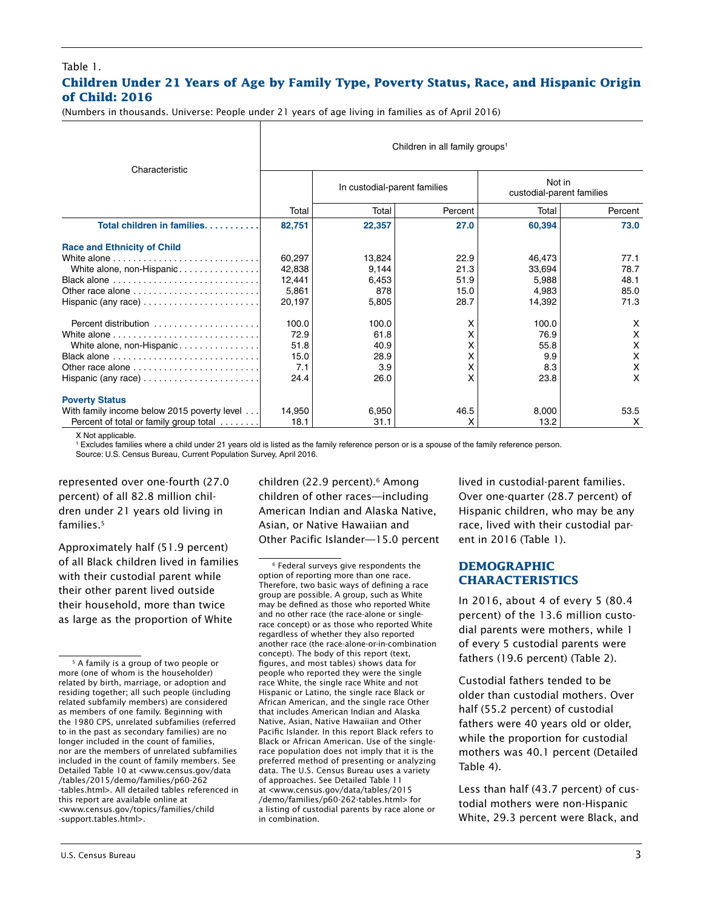Table 1.

## Children Under 21 Years of Age by Family Type, Poverty Status, Race, and Hispanic Origin of Child: 2016

(Numbers in thousands. Universe: People under 21 years of age living in families as of April 2016)

| Characteristic | Children in all family groups[1] | | | | |
|---|---|---|---|---|---|
| | | In custodial-parent families | | Not in custodial-parent families | |
| | Total | Total | Percent | Total | Percent |
| **Total children in families** | **82,751** | **22,357** | **27.0** | **60,394** | **73.0** |
| **Race and Ethnicity of Child** | | | | | |
| White alone | 60,297 | 13,824 | 22.9 | 46,473 | 77.1 |
| White alone, non-Hispanic | 42,838 | 9,144 | 21.3 | 33,694 | 78.7 |
| Black alone | 12,441 | 6,453 | 51.9 | 5,988 | 48.1 |
| Other race alone | 5,861 | 878 | 15.0 | 4,983 | 85.0 |
| Hispanic (any race) | 20,197 | 5,805 | 28.7 | 14,392 | 71.3 |
| Percent distribution | 100.0 | 100.0 | X | 100.0 | X |
| White alone | 72.9 | 61.8 | X | 76.9 | X |
| White alone, non-Hispanic | 51.8 | 40.9 | X | 55.8 | X |
| Black alone | 15.0 | 28.9 | X | 9.9 | X |
| Other race alone | 7.1 | 3.9 | X | 8.3 | X |
| Hispanic (any race) | 24.4 | 26.0 | X | 23.8 | X |
| **Poverty Status** | | | | | |
| With family income below 2015 poverty level | 14,950 | 6,950 | 46.5 | 8,000 | 53.5 |
| Percent of total or family group total | 18.1 | 31.1 | X | 13.2 | X |

X Not applicable.

[1] Excludes families where a child under 21 years old is listed as the family reference person or is a spouse of the family reference person.

Source: U.S. Census Bureau, Current Population Survey, April 2016.

represented over one-fourth (27.0 percent) of all 82.8 million children under 21 years old living in families.[5]

Approximately half (51.9 percent) of all Black children lived in families with their custodial parent while their other parent lived outside their household, more than twice as large as the proportion of White children (22.9 percent).[6] Among children of other races—including American Indian and Alaska Native, Asian, or Native Hawaiian and Other Pacific Islander—15.0 percent lived in custodial-parent families. Over one-quarter (28.7 percent) of Hispanic children, who may be any race, lived with their custodial parent in 2016 (Table 1).

## DEMOGRAPHIC CHARACTERISTICS

In 2016, about 4 of every 5 (80.4 percent) of the 13.6 million custodial parents were mothers, while 1 of every 5 custodial parents were fathers (19.6 percent) (Table 2).

Custodial fathers tended to be older than custodial mothers. Over half (55.2 percent) of custodial fathers were 40 years old or older, while the proportion for custodial mothers was 40.1 percent (Detailed Table 4).

Less than half (43.7 percent) of custodial mothers were non-Hispanic White, 29.3 percent were Black, and

[5] A family is a group of two people or more (one of whom is the householder) related by birth, marriage, or adoption and residing together; all such people (including related subfamily members) are considered as members of one family. Beginning with the 1980 CPS, unrelated subfamilies (referred to in the past as secondary families) are no longer included in the count of families, nor are the members of unrelated subfamilies included in the count of family members. See Detailed Table 10 at <www.census.gov/data/tables/2015/demo/families/p60-262-tables.html>. All detailed tables referenced in this report are available online at <www.census.gov/topics/families/child-support.tables.html>.

[6] Federal surveys give respondents the option of reporting more than one race. Therefore, two basic ways of defining a race group are possible. A group, such as White may be defined as those who reported White and no other race (the race-alone or single-race concept) or as those who reported White regardless of whether they also reported another race (the race-alone-or-in-combination concept). The body of this report (text, figures, and most tables) shows data for people who reported they were the single race White, the single race White and not Hispanic or Latino, the single race Black or African American, and the single race Other that includes American Indian and Alaska Native, Asian, Native Hawaiian and Other Pacific Islander. In this report Black refers to Black or African American. Use of the single-race population does not imply that it is the preferred method of presenting or analyzing data. The U.S. Census Bureau uses a variety of approaches. See Detailed Table 11 at <www.census.gov/data/tables/2015/demo/families/p60-262-tables.html> for a listing of custodial parents by race alone or in combination.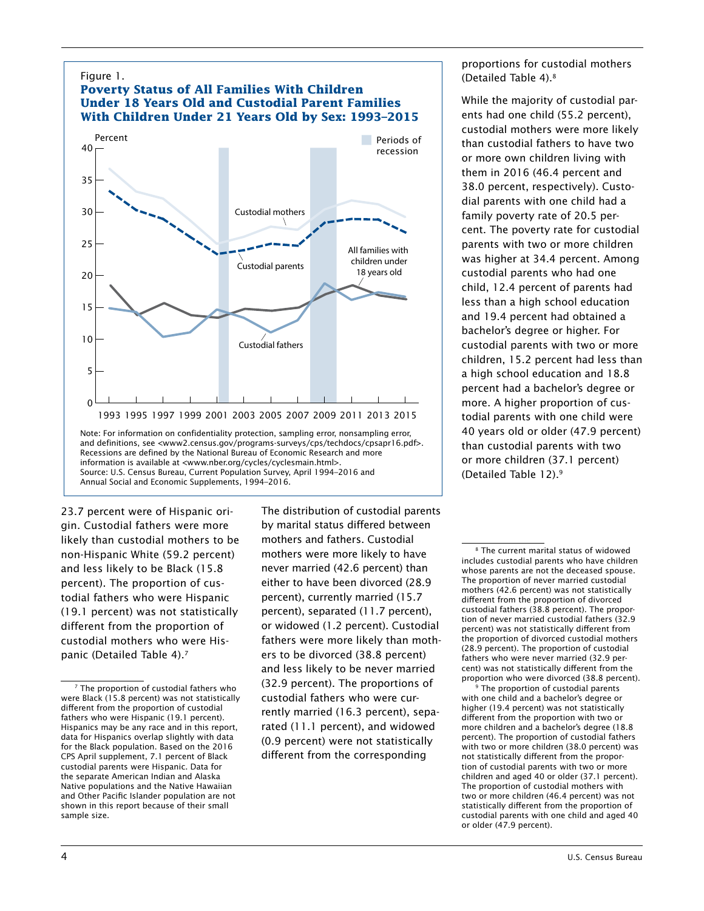Figure 1.

**Poverty Status of All Families With Children Under 18 Years Old and Custodial Parent Families With Children Under 21 Years Old by Sex: 1993–2015**

Note: For information on confidentiality protection, sampling error, nonsampling error, and definitions, see <www2.census.gov/programs-surveys/cps/techdocs/cpsapr16.pdf>. Recessions are defined by the National Bureau of Economic Research and more information is available at <www.nber.org/cycles/cyclesmain.html>.
Source: U.S. Census Bureau, Current Population Survey, April 1994–2016 and Annual Social and Economic Supplements, 1994–2016.

23.7 percent were of Hispanic origin. Custodial fathers were more likely than custodial mothers to be non-Hispanic White (59.2 percent) and less likely to be Black (15.8 percent). The proportion of custodial fathers who were Hispanic (19.1 percent) was not statistically different from the proportion of custodial mothers who were Hispanic (Detailed Table 4).[7]

The distribution of custodial parents by marital status differed between mothers and fathers. Custodial mothers were more likely to have never married (42.6 percent) than either to have been divorced (28.9 percent), currently married (15.7 percent), separated (11.7 percent), or widowed (1.2 percent). Custodial fathers were more likely than mothers to be divorced (38.8 percent) and less likely to be never married (32.9 percent). The proportions of custodial fathers who were currently married (16.3 percent), separated (11.1 percent), and widowed (0.9 percent) were not statistically different from the corresponding proportions for custodial mothers (Detailed Table 4).[8]

While the majority of custodial parents had one child (55.2 percent), custodial mothers were more likely than custodial fathers to have two or more own children living with them in 2016 (46.4 percent and 38.0 percent, respectively). Custodial parents with one child had a family poverty rate of 20.5 percent. The poverty rate for custodial parents with two or more children was higher at 34.4 percent. Among custodial parents who had one child, 12.4 percent of parents had less than a high school education and 19.4 percent had obtained a bachelor's degree or higher. For custodial parents with two or more children, 15.2 percent had less than a high school education and 18.8 percent had a bachelor's degree or more. A higher proportion of custodial parents with one child were 40 years old or older (47.9 percent) than custodial parents with two or more children (37.1 percent) (Detailed Table 12).[9]

---

[7] The proportion of custodial fathers who were Black (15.8 percent) was not statistically different from the proportion of custodial fathers who were Hispanic (19.1 percent). Hispanics may be any race and in this report, data for Hispanics overlap slightly with data for the Black population. Based on the 2016 CPS April supplement, 7.1 percent of Black custodial parents were Hispanic. Data for the separate American Indian and Alaska Native populations and the Native Hawaiian and Other Pacific Islander population are not shown in this report because of their small sample size.

[8] The current marital status of widowed includes custodial parents who have children whose parents are not the deceased spouse. The proportion of never married custodial mothers (42.6 percent) was not statistically different from the proportion of divorced custodial fathers (38.8 percent). The proportion of never married custodial fathers (32.9 percent) was not statistically different from the proportion of divorced custodial mothers (28.9 percent). The proportion of custodial fathers who were never married (32.9 percent) was not statistically different from the proportion who were divorced (38.8 percent).

[9] The proportion of custodial parents with one child and a bachelor's degree or higher (19.4 percent) was not statistically different from the proportion with two or more children and a bachelor's degree (18.8 percent). The proportion of custodial fathers with two or more children (38.0 percent) was not statistically different from the proportion of custodial parents with two or more children and aged 40 or older (37.1 percent). The proportion of custodial mothers with two or more children (46.4 percent) was not statistically different from the proportion of custodial parents with one child and aged 40 or older (47.9 percent).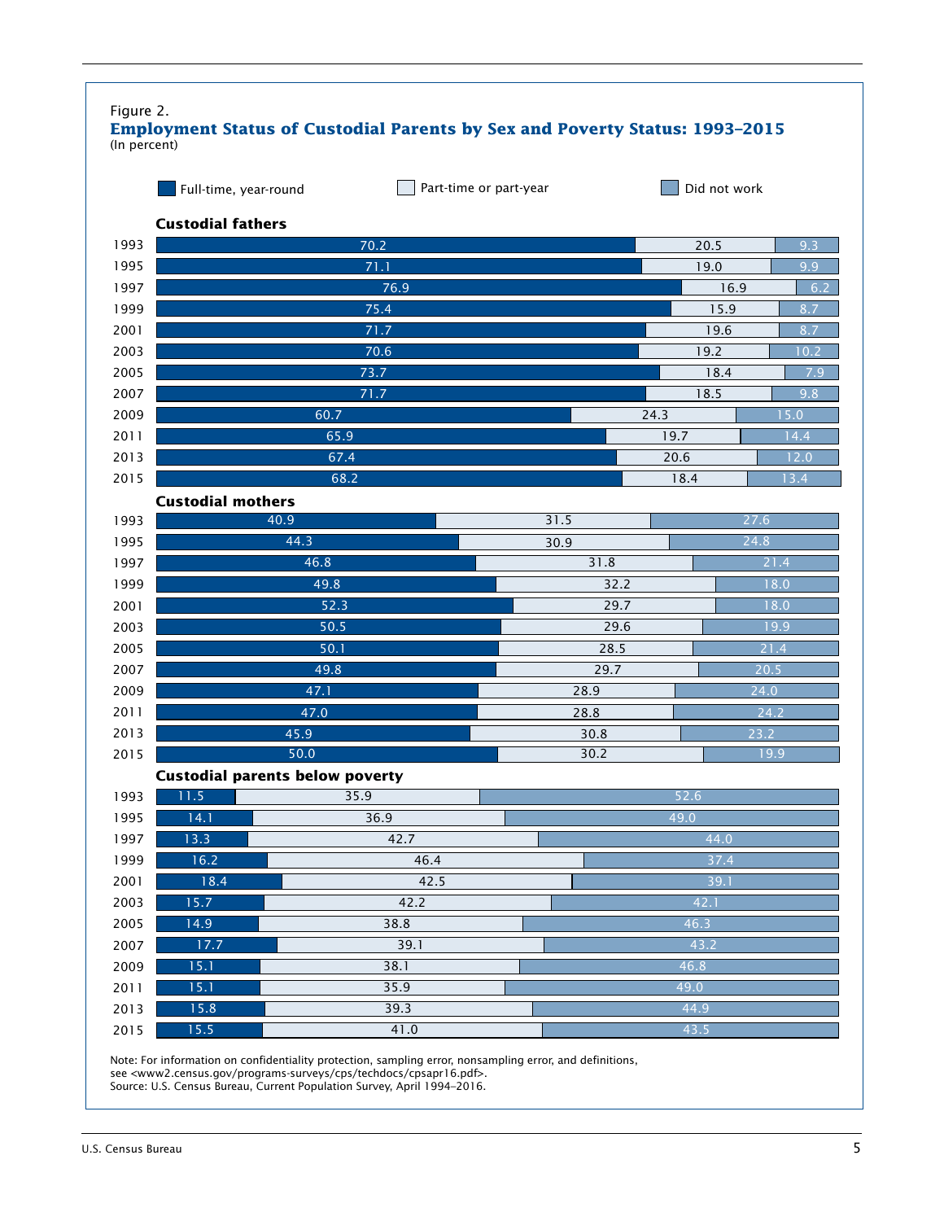Figure 2.

**Employment Status of Custodial Parents by Sex and Poverty Status: 1993–2015**

(In percent)

**Custodial fathers**

| Year | Full-time, year-round | Part-time or part-year | Did not work |
|---|---|---|---|
| 1993 | 70.2 | 20.5 | 9.3 |
| 1995 | 71.1 | 19.0 | 9.9 |
| 1997 | 76.9 | 16.9 | 6.2 |
| 1999 | 75.4 | 15.9 | 8.7 |
| 2001 | 71.7 | 19.6 | 8.7 |
| 2003 | 70.6 | 19.2 | 10.2 |
| 2005 | 73.7 | 18.4 | 7.9 |
| 2007 | 71.7 | 18.5 | 9.8 |
| 2009 | 60.7 | 24.3 | 15.0 |
| 2011 | 65.9 | 19.7 | 14.4 |
| 2013 | 67.4 | 20.6 | 12.0 |
| 2015 | 68.2 | 18.4 | 13.4 |

**Custodial mothers**

| Year | Full-time, year-round | Part-time or part-year | Did not work |
|---|---|---|---|
| 1993 | 40.9 | 31.5 | 27.6 |
| 1995 | 44.3 | 30.9 | 24.8 |
| 1997 | 46.8 | 31.8 | 21.4 |
| 1999 | 49.8 | 32.2 | 18.0 |
| 2001 | 52.3 | 29.7 | 18.0 |
| 2003 | 50.5 | 29.6 | 19.9 |
| 2005 | 50.1 | 28.5 | 21.4 |
| 2007 | 49.8 | 29.7 | 20.5 |
| 2009 | 47.1 | 28.9 | 24.0 |
| 2011 | 47.0 | 28.8 | 24.2 |
| 2013 | 45.9 | 30.8 | 23.2 |
| 2015 | 50.0 | 30.2 | 19.9 |

**Custodial parents below poverty**

| Year | Full-time, year-round | Part-time or part-year | Did not work |
|---|---|---|---|
| 1993 | 11.5 | 35.9 | 52.6 |
| 1995 | 14.1 | 36.9 | 49.0 |
| 1997 | 13.3 | 42.7 | 44.0 |
| 1999 | 16.2 | 46.4 | 37.4 |
| 2001 | 18.4 | 42.5 | 39.1 |
| 2003 | 15.7 | 42.2 | 42.1 |
| 2005 | 14.9 | 38.8 | 46.3 |
| 2007 | 17.7 | 39.1 | 43.2 |
| 2009 | 15.1 | 38.1 | 46.8 |
| 2011 | 15.1 | 35.9 | 49.0 |
| 2013 | 15.8 | 39.3 | 44.9 |
| 2015 | 15.5 | 41.0 | 43.5 |

Note: For information on confidentiality protection, sampling error, nonsampling error, and definitions, see <www2.census.gov/programs-surveys/cps/techdocs/cpsapr16.pdf>.
Source: U.S. Census Bureau, Current Population Survey, April 1994–2016.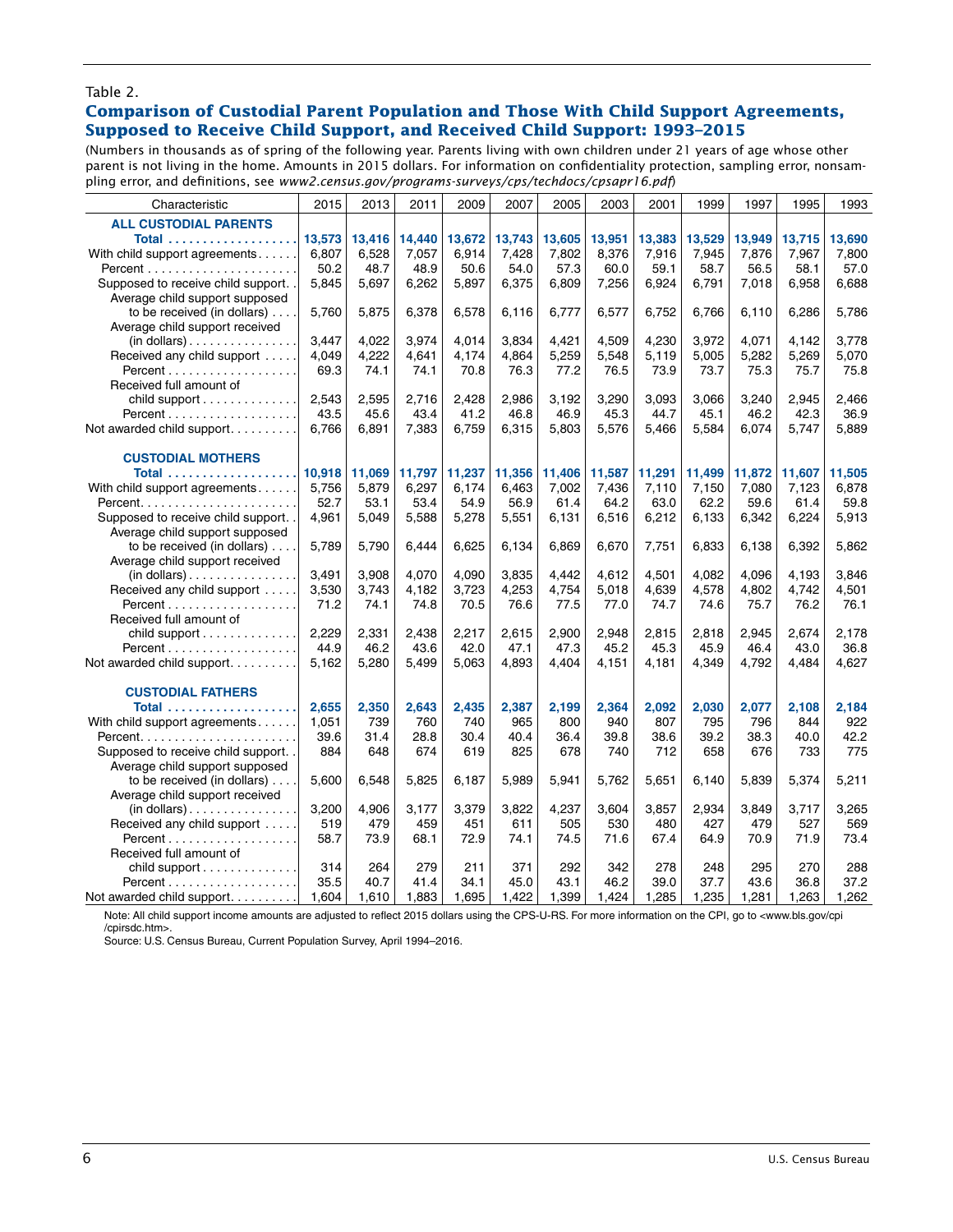Table 2.

## Comparison of Custodial Parent Population and Those With Child Support Agreements, Supposed to Receive Child Support, and Received Child Support: 1993–2015

(Numbers in thousands as of spring of the following year. Parents living with own children under 21 years of age whose other parent is not living in the home. Amounts in 2015 dollars. For information on confidentiality protection, sampling error, nonsampling error, and definitions, see *www2.census.gov/programs-surveys/cps/techdocs/cpsapr16.pdf*)

| Characteristic | 2015 | 2013 | 2011 | 2009 | 2007 | 2005 | 2003 | 2001 | 1999 | 1997 | 1995 | 1993 |
|---|---|---|---|---|---|---|---|---|---|---|---|---|
| **ALL CUSTODIAL PARENTS** | | | | | | | | | | | | |
| **Total** | **13,573** | **13,416** | **14,440** | **13,672** | **13,743** | **13,605** | **13,951** | **13,383** | **13,529** | **13,949** | **13,715** | **13,690** |
| With child support agreements | 6,807 | 6,528 | 7,057 | 6,914 | 7,428 | 7,802 | 8,376 | 7,916 | 7,945 | 7,876 | 7,967 | 7,800 |
| Percent | 50.2 | 48.7 | 48.9 | 50.6 | 54.0 | 57.3 | 60.0 | 59.1 | 58.7 | 56.5 | 58.1 | 57.0 |
| Supposed to receive child support | 5,845 | 5,697 | 6,262 | 5,897 | 6,375 | 6,809 | 7,256 | 6,924 | 6,791 | 7,018 | 6,958 | 6,688 |
| Average child support supposed to be received (in dollars) | 5,760 | 5,875 | 6,378 | 6,578 | 6,116 | 6,777 | 6,577 | 6,752 | 6,766 | 6,110 | 6,286 | 5,786 |
| Average child support received (in dollars) | 3,447 | 4,022 | 3,974 | 4,014 | 3,834 | 4,421 | 4,509 | 4,230 | 3,972 | 4,071 | 4,142 | 3,778 |
| Received any child support | 4,049 | 4,222 | 4,641 | 4,174 | 4,864 | 5,259 | 5,548 | 5,119 | 5,005 | 5,282 | 5,269 | 5,070 |
| Percent | 69.3 | 74.1 | 74.1 | 70.8 | 76.3 | 77.2 | 76.5 | 73.9 | 73.7 | 75.3 | 75.7 | 75.8 |
| Received full amount of child support | 2,543 | 2,595 | 2,716 | 2,428 | 2,986 | 3,192 | 3,290 | 3,093 | 3,066 | 3,240 | 2,945 | 2,466 |
| Percent | 43.5 | 45.6 | 43.4 | 41.2 | 46.8 | 46.9 | 45.3 | 44.7 | 45.1 | 46.2 | 42.3 | 36.9 |
| Not awarded child support | 6,766 | 6,891 | 7,383 | 6,759 | 6,315 | 5,803 | 5,576 | 5,466 | 5,584 | 6,074 | 5,747 | 5,889 |
| **CUSTODIAL MOTHERS** | | | | | | | | | | | | |
| **Total** | **10,918** | **11,069** | **11,797** | **11,237** | **11,356** | **11,406** | **11,587** | **11,291** | **11,499** | **11,872** | **11,607** | **11,505** |
| With child support agreements | 5,756 | 5,879 | 6,297 | 6,174 | 6,463 | 7,002 | 7,436 | 7,110 | 7,150 | 7,080 | 7,123 | 6,878 |
| Percent | 52.7 | 53.1 | 53.4 | 54.9 | 56.9 | 61.4 | 64.2 | 63.0 | 62.2 | 59.6 | 61.4 | 59.8 |
| Supposed to receive child support | 4,961 | 5,049 | 5,588 | 5,278 | 5,551 | 6,131 | 6,516 | 6,212 | 6,133 | 6,342 | 6,224 | 5,913 |
| Average child support supposed to be received (in dollars) | 5,789 | 5,790 | 6,444 | 6,625 | 6,134 | 6,869 | 6,670 | 7,751 | 6,833 | 6,138 | 6,392 | 5,862 |
| Average child support received (in dollars) | 3,491 | 3,908 | 4,070 | 4,090 | 3,835 | 4,442 | 4,612 | 4,501 | 4,082 | 4,096 | 4,193 | 3,846 |
| Received any child support | 3,530 | 3,743 | 4,182 | 3,723 | 4,253 | 4,754 | 5,018 | 4,639 | 4,578 | 4,802 | 4,742 | 4,501 |
| Percent | 71.2 | 74.1 | 74.8 | 70.5 | 76.6 | 77.5 | 77.0 | 74.7 | 74.6 | 75.7 | 76.2 | 76.1 |
| Received full amount of child support | 2,229 | 2,331 | 2,438 | 2,217 | 2,615 | 2,900 | 2,948 | 2,815 | 2,818 | 2,945 | 2,674 | 2,178 |
| Percent | 44.9 | 46.2 | 43.6 | 42.0 | 47.1 | 47.3 | 45.2 | 45.3 | 45.9 | 46.4 | 43.0 | 36.8 |
| Not awarded child support | 5,162 | 5,280 | 5,499 | 5,063 | 4,893 | 4,404 | 4,151 | 4,181 | 4,349 | 4,792 | 4,484 | 4,627 |
| **CUSTODIAL FATHERS** | | | | | | | | | | | | |
| **Total** | **2,655** | **2,350** | **2,643** | **2,435** | **2,387** | **2,199** | **2,364** | **2,092** | **2,030** | **2,077** | **2,108** | **2,184** |
| With child support agreements | 1,051 | 739 | 760 | 740 | 965 | 800 | 940 | 807 | 795 | 796 | 844 | 922 |
| Percent | 39.6 | 31.4 | 28.8 | 30.4 | 40.4 | 36.4 | 39.8 | 38.6 | 39.2 | 38.3 | 40.0 | 42.2 |
| Supposed to receive child support | 884 | 648 | 674 | 619 | 825 | 678 | 740 | 712 | 658 | 676 | 733 | 775 |
| Average child support supposed to be received (in dollars) | 5,600 | 6,548 | 5,825 | 6,187 | 5,989 | 5,941 | 5,762 | 5,651 | 6,140 | 5,839 | 5,374 | 5,211 |
| Average child support received (in dollars) | 3,200 | 4,906 | 3,177 | 3,379 | 3,822 | 4,237 | 3,604 | 3,857 | 2,934 | 3,849 | 3,717 | 3,265 |
| Received any child support | 519 | 479 | 459 | 451 | 611 | 505 | 530 | 480 | 427 | 479 | 527 | 569 |
| Percent | 58.7 | 73.9 | 68.1 | 72.9 | 74.1 | 74.5 | 71.6 | 67.4 | 64.9 | 70.9 | 71.9 | 73.4 |
| Received full amount of child support | 314 | 264 | 279 | 211 | 371 | 292 | 342 | 278 | 248 | 295 | 270 | 288 |
| Percent | 35.5 | 40.7 | 41.4 | 34.1 | 45.0 | 43.1 | 46.2 | 39.0 | 37.7 | 43.6 | 36.8 | 37.2 |
| Not awarded child support | 1,604 | 1,610 | 1,883 | 1,695 | 1,422 | 1,399 | 1,424 | 1,285 | 1,235 | 1,281 | 1,263 | 1,262 |

Note: All child support income amounts are adjusted to reflect 2015 dollars using the CPS-U-RS. For more information on the CPI, go to <www.bls.gov/cpi/cpirsdc.htm>.

Source: U.S. Census Bureau, Current Population Survey, April 1994–2016.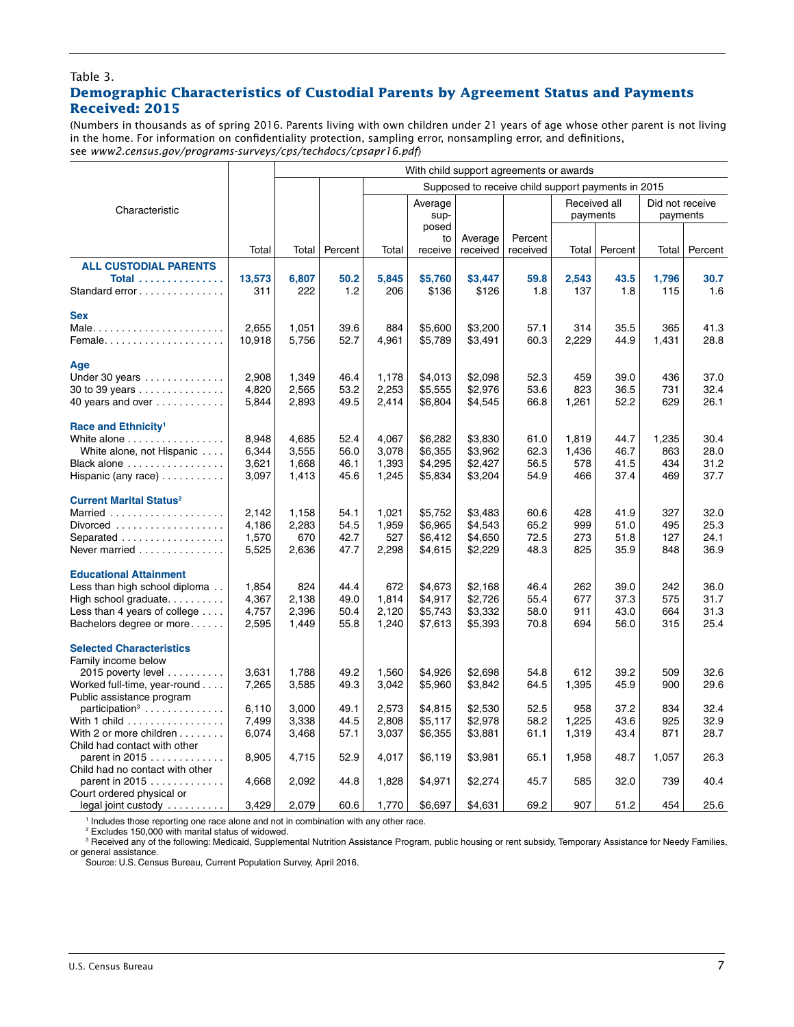Table 3.

## Demographic Characteristics of Custodial Parents by Agreement Status and Payments Received: 2015

(Numbers in thousands as of spring 2016. Parents living with own children under 21 years of age whose other parent is not living in the home. For information on confidentiality protection, sampling error, nonsampling error, and definitions, see *www2.census.gov/programs-surveys/cps/techdocs/cpsapr16.pdf*)

| Characteristic | | With child support agreements or awards | | | | | | | | | |
|---|---|---|---|---|---|---|---|---|---|---|---|
| | | | | Supposed to receive child support payments in 2015 | | | | | | | |
| | | | | | | | | Received all payments | | Did not receive payments | |
| | Total | Total | Percent | Total | Average supposed to receive | Average received | Percent received | Total | Percent | Total | Percent |
| **ALL CUSTODIAL PARENTS** | | | | | | | | | | | |
| **Total** | **13,573** | **6,807** | **50.2** | **5,845** | **$5,760** | **$3,447** | **59.8** | **2,543** | **43.5** | **1,796** | **30.7** |
| Standard error | 311 | 222 | 1.2 | 206 | $136 | $126 | 1.8 | 137 | 1.8 | 115 | 1.6 |
| **Sex** | | | | | | | | | | | |
| Male | 2,655 | 1,051 | 39.6 | 884 | $5,600 | $3,200 | 57.1 | 314 | 35.5 | 365 | 41.3 |
| Female | 10,918 | 5,756 | 52.7 | 4,961 | $5,789 | $3,491 | 60.3 | 2,229 | 44.9 | 1,431 | 28.8 |
| **Age** | | | | | | | | | | | |
| Under 30 years | 2,908 | 1,349 | 46.4 | 1,178 | $4,013 | $2,098 | 52.3 | 459 | 39.0 | 436 | 37.0 |
| 30 to 39 years | 4,820 | 2,565 | 53.2 | 2,253 | $5,555 | $2,976 | 53.6 | 823 | 36.5 | 731 | 32.4 |
| 40 years and over | 5,844 | 2,893 | 49.5 | 2,414 | $6,804 | $4,545 | 66.8 | 1,261 | 52.2 | 629 | 26.1 |
| **Race and Ethnicity**[1] | | | | | | | | | | | |
| White alone | 8,948 | 4,685 | 52.4 | 4,067 | $6,282 | $3,830 | 61.0 | 1,819 | 44.7 | 1,235 | 30.4 |
| White alone, not Hispanic | 6,344 | 3,555 | 56.0 | 3,078 | $6,355 | $3,962 | 62.3 | 1,436 | 46.7 | 863 | 28.0 |
| Black alone | 3,621 | 1,668 | 46.1 | 1,393 | $4,295 | $2,427 | 56.5 | 578 | 41.5 | 434 | 31.2 |
| Hispanic (any race) | 3,097 | 1,413 | 45.6 | 1,245 | $5,834 | $3,204 | 54.9 | 466 | 37.4 | 469 | 37.7 |
| **Current Marital Status**[2] | | | | | | | | | | | |
| Married | 2,142 | 1,158 | 54.1 | 1,021 | $5,752 | $3,483 | 60.6 | 428 | 41.9 | 327 | 32.0 |
| Divorced | 4,186 | 2,283 | 54.5 | 1,959 | $6,965 | $4,543 | 65.2 | 999 | 51.0 | 495 | 25.3 |
| Separated | 1,570 | 670 | 42.7 | 527 | $6,412 | $4,650 | 72.5 | 273 | 51.8 | 127 | 24.1 |
| Never married | 5,525 | 2,636 | 47.7 | 2,298 | $4,615 | $2,229 | 48.3 | 825 | 35.9 | 848 | 36.9 |
| **Educational Attainment** | | | | | | | | | | | |
| Less than high school diploma | 1,854 | 824 | 44.4 | 672 | $4,673 | $2,168 | 46.4 | 262 | 39.0 | 242 | 36.0 |
| High school graduate | 4,367 | 2,138 | 49.0 | 1,814 | $4,917 | $2,726 | 55.4 | 677 | 37.3 | 575 | 31.7 |
| Less than 4 years of college | 4,757 | 2,396 | 50.4 | 2,120 | $5,743 | $3,332 | 58.0 | 911 | 43.0 | 664 | 31.3 |
| Bachelors degree or more | 2,595 | 1,449 | 55.8 | 1,240 | $7,613 | $5,393 | 70.8 | 694 | 56.0 | 315 | 25.4 |
| **Selected Characteristics** | | | | | | | | | | | |
| Family income below 2015 poverty level | 3,631 | 1,788 | 49.2 | 1,560 | $4,926 | $2,698 | 54.8 | 612 | 39.2 | 509 | 32.6 |
| Worked full-time, year-round | 7,265 | 3,585 | 49.3 | 3,042 | $5,960 | $3,842 | 64.5 | 1,395 | 45.9 | 900 | 29.6 |
| Public assistance program participation[3] | 6,110 | 3,000 | 49.1 | 2,573 | $4,815 | $2,530 | 52.5 | 958 | 37.2 | 834 | 32.4 |
| With 1 child | 7,499 | 3,338 | 44.5 | 2,808 | $5,117 | $2,978 | 58.2 | 1,225 | 43.6 | 925 | 32.9 |
| With 2 or more children | 6,074 | 3,468 | 57.1 | 3,037 | $6,355 | $3,881 | 61.1 | 1,319 | 43.4 | 871 | 28.7 |
| Child had contact with other parent in 2015 | 8,905 | 4,715 | 52.9 | 4,017 | $6,119 | $3,981 | 65.1 | 1,958 | 48.7 | 1,057 | 26.3 |
| Child had no contact with other parent in 2015 | 4,668 | 2,092 | 44.8 | 1,828 | $4,971 | $2,274 | 45.7 | 585 | 32.0 | 739 | 40.4 |
| Court ordered physical or legal joint custody | 3,429 | 2,079 | 60.6 | 1,770 | $6,697 | $4,631 | 69.2 | 907 | 51.2 | 454 | 25.6 |

[1] Includes those reporting one race alone and not in combination with any other race.

[2] Excludes 150,000 with marital status of widowed.

[3] Received any of the following: Medicaid, Supplemental Nutrition Assistance Program, public housing or rent subsidy, Temporary Assistance for Needy Families, or general assistance.

Source: U.S. Census Bureau, Current Population Survey, April 2016.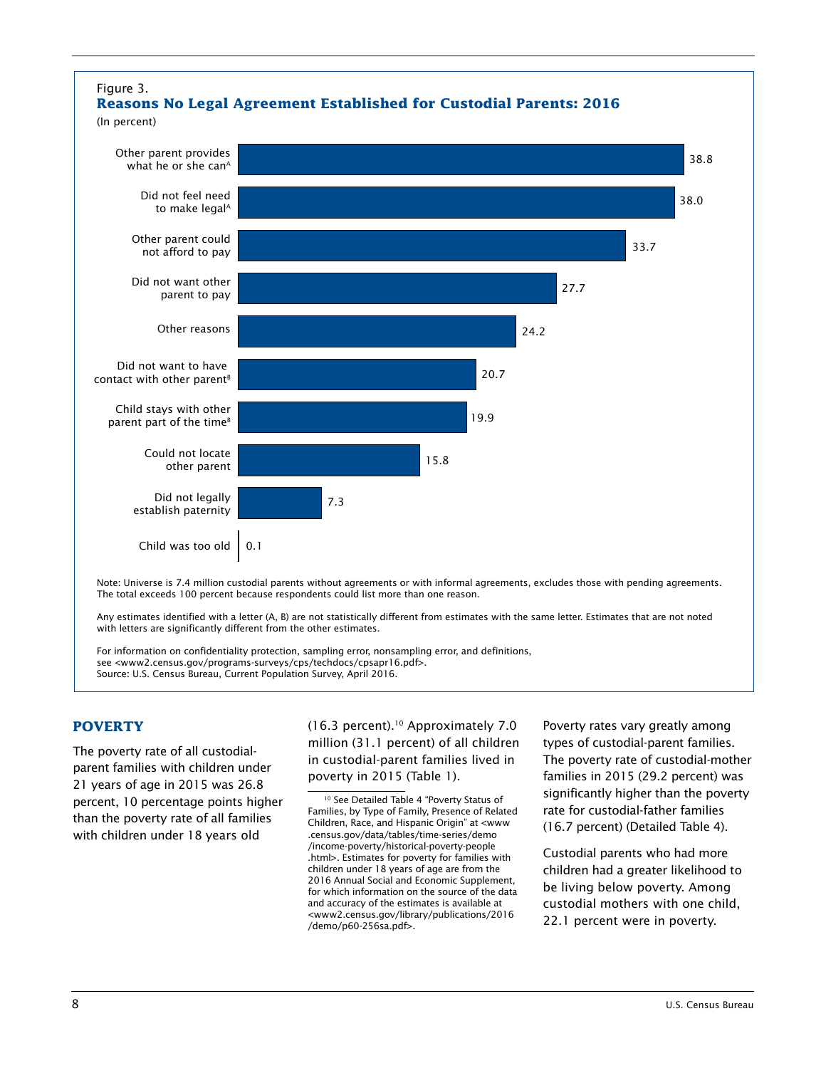Figure 3.

**Reasons No Legal Agreement Established for Custodial Parents: 2016**

(In percent)

| Reason | Percent |
|---|---|
| Other parent provides what he or she can[A] | 38.8 |
| Did not feel need to make legal[A] | 38.0 |
| Other parent could not afford to pay | 33.7 |
| Did not want other parent to pay | 27.7 |
| Other reasons | 24.2 |
| Did not want to have contact with other parent[B] | 20.7 |
| Child stays with other parent part of the time[B] | 19.9 |
| Could not locate other parent | 15.8 |
| Did not legally establish paternity | 7.3 |
| Child was too old | 0.1 |

Note: Universe is 7.4 million custodial parents without agreements or with informal agreements, excludes those with pending agreements. The total exceeds 100 percent because respondents could list more than one reason.

Any estimates identified with a letter (A, B) are not statistically different from estimates with the same letter. Estimates that are not noted with letters are significantly different from the other estimates.

For information on confidentiality protection, sampling error, nonsampling error, and definitions, see <www2.census.gov/programs-surveys/cps/techdocs/cpsapr16.pdf>.
Source: U.S. Census Bureau, Current Population Survey, April 2016.

## POVERTY

The poverty rate of all custodial-parent families with children under 21 years of age in 2015 was 26.8 percent, 10 percentage points higher than the poverty rate of all families with children under 18 years old (16.3 percent).[10] Approximately 7.0 million (31.1 percent) of all children in custodial-parent families lived in poverty in 2015 (Table 1).

Poverty rates vary greatly among types of custodial-parent families. The poverty rate of custodial-mother families in 2015 (29.2 percent) was significantly higher than the poverty rate for custodial-father families (16.7 percent) (Detailed Table 4).

Custodial parents who had more children had a greater likelihood to be living below poverty. Among custodial mothers with one child, 22.1 percent were in poverty.

[10] See Detailed Table 4 "Poverty Status of Families, by Type of Family, Presence of Related Children, Race, and Hispanic Origin" at <www.census.gov/data/tables/time-series/demo/income-poverty/historical-poverty-people.html>. Estimates for poverty for families with children under 18 years of age are from the 2016 Annual Social and Economic Supplement, for which information on the source of the data and accuracy of the estimates is available at <www2.census.gov/library/publications/2016/demo/p60-256sa.pdf>.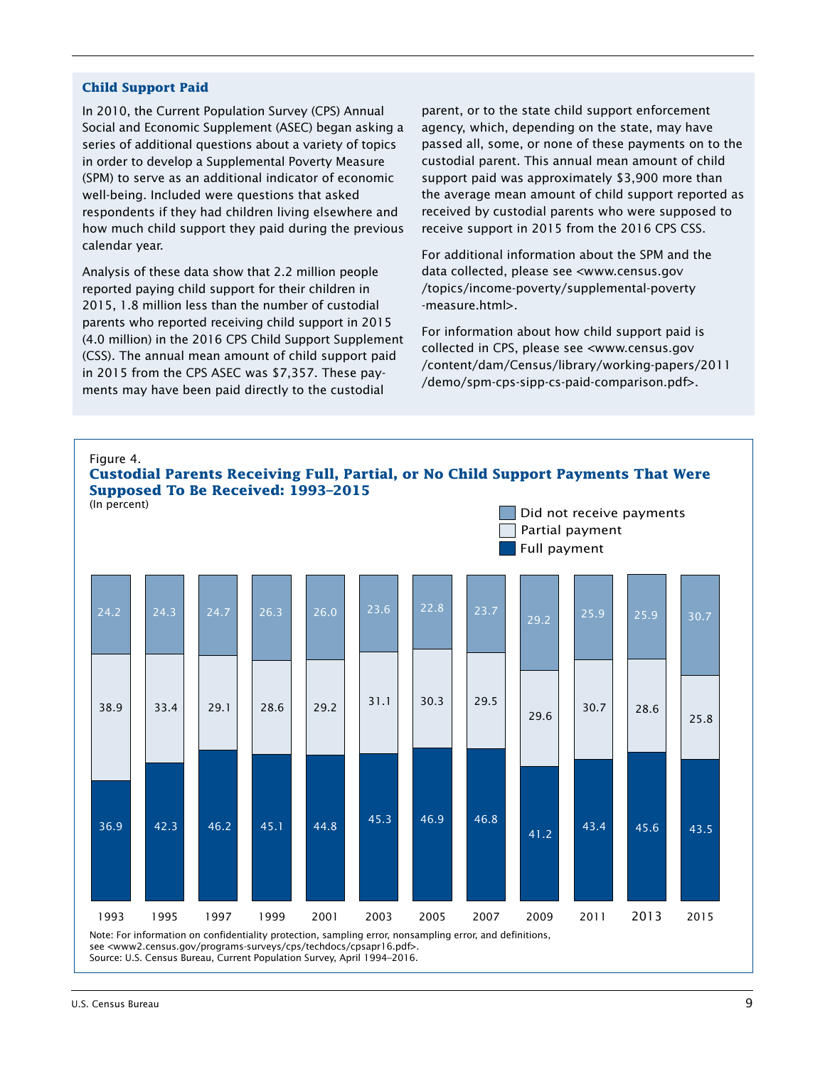### Child Support Paid

In 2010, the Current Population Survey (CPS) Annual Social and Economic Supplement (ASEC) began asking a series of additional questions about a variety of topics in order to develop a Supplemental Poverty Measure (SPM) to serve as an additional indicator of economic well-being. Included were questions that asked respondents if they had children living elsewhere and how much child support they paid during the previous calendar year.

Analysis of these data show that 2.2 million people reported paying child support for their children in 2015, 1.8 million less than the number of custodial parents who reported receiving child support in 2015 (4.0 million) in the 2016 CPS Child Support Supplement (CSS). The annual mean amount of child support paid in 2015 from the CPS ASEC was $7,357. These payments may have been paid directly to the custodial parent, or to the state child support enforcement agency, which, depending on the state, may have passed all, some, or none of these payments on to the custodial parent. This annual mean amount of child support paid was approximately $3,900 more than the average mean amount of child support reported as received by custodial parents who were supposed to receive support in 2015 from the 2016 CPS CSS.

For additional information about the SPM and the data collected, please see <www.census.gov/topics/income-poverty/supplemental-poverty-measure.html>.

For information about how child support paid is collected in CPS, please see <www.census.gov/content/dam/Census/library/working-papers/2011/demo/spm-cps-sipp-cs-paid-comparison.pdf>.

Figure 4.
**Custodial Parents Receiving Full, Partial, or No Child Support Payments That Were Supposed To Be Received: 1993–2015**
(In percent)

| Year | Did not receive payments | Partial payment | Full payment |
|---|---|---|---|
| 1993 | 24.2 | 38.9 | 36.9 |
| 1995 | 24.3 | 33.4 | 42.3 |
| 1997 | 24.7 | 29.1 | 46.2 |
| 1999 | 26.3 | 28.6 | 45.1 |
| 2001 | 26.0 | 29.2 | 44.8 |
| 2003 | 23.6 | 31.1 | 45.3 |
| 2005 | 22.8 | 30.3 | 46.9 |
| 2007 | 23.7 | 29.5 | 46.8 |
| 2009 | 29.2 | 29.6 | 41.2 |
| 2011 | 25.9 | 30.7 | 43.4 |
| 2013 | 25.9 | 28.6 | 45.6 |
| 2015 | 30.7 | 25.8 | 43.5 |

Note: For information on confidentiality protection, sampling error, nonsampling error, and definitions, see <www2.census.gov/programs-surveys/cps/techdocs/cpsapr16.pdf>.
Source: U.S. Census Bureau, Current Population Survey, April 1994–2016.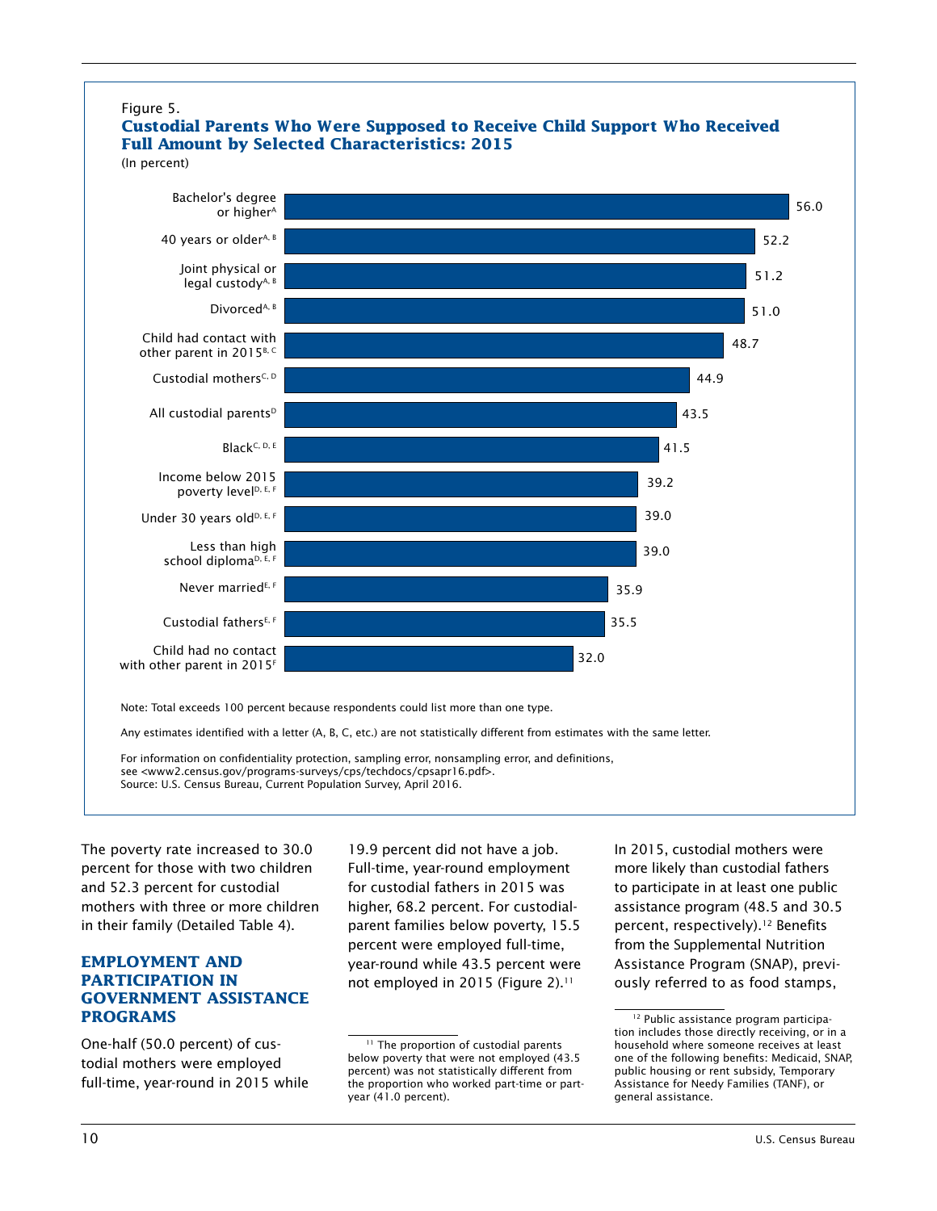Figure 5.

**Custodial Parents Who Were Supposed to Receive Child Support Who Received Full Amount by Selected Characteristics: 2015**

(In percent)

| Characteristic | Percent |
|---|---|
| Bachelor's degree or higher[A] | 56.0 |
| 40 years or older[A, B] | 52.2 |
| Joint physical or legal custody[A, B] | 51.2 |
| Divorced[A, B] | 51.0 |
| Child had contact with other parent in 2015[B, C] | 48.7 |
| Custodial mothers[C, D] | 44.9 |
| All custodial parents[D] | 43.5 |
| Black[C, D, E] | 41.5 |
| Income below 2015 poverty level[D, E, F] | 39.2 |
| Under 30 years old[D, E, F] | 39.0 |
| Less than high school diploma[D, E, F] | 39.0 |
| Never married[E, F] | 35.9 |
| Custodial fathers[E, F] | 35.5 |
| Child had no contact with other parent in 2015[F] | 32.0 |

Note: Total exceeds 100 percent because respondents could list more than one type.

Any estimates identified with a letter (A, B, C, etc.) are not statistically different from estimates with the same letter.

For information on confidentiality protection, sampling error, nonsampling error, and definitions, see <www2.census.gov/programs-surveys/cps/techdocs/cpsapr16.pdf>.
Source: U.S. Census Bureau, Current Population Survey, April 2016.

The poverty rate increased to 30.0 percent for those with two children and 52.3 percent for custodial mothers with three or more children in their family (Detailed Table 4).

## EMPLOYMENT AND PARTICIPATION IN GOVERNMENT ASSISTANCE PROGRAMS

One-half (50.0 percent) of custodial mothers were employed full-time, year-round in 2015 while 19.9 percent did not have a job. Full-time, year-round employment for custodial fathers in 2015 was higher, 68.2 percent. For custodial-parent families below poverty, 15.5 percent were employed full-time, year-round while 43.5 percent were not employed in 2015 (Figure 2).[11]

In 2015, custodial mothers were more likely than custodial fathers to participate in at least one public assistance program (48.5 and 30.5 percent, respectively).[12] Benefits from the Supplemental Nutrition Assistance Program (SNAP), previously referred to as food stamps,

[11] The proportion of custodial parents below poverty that were not employed (43.5 percent) was not statistically different from the proportion who worked part-time or part-year (41.0 percent).

[12] Public assistance program participation includes those directly receiving, or in a household where someone receives at least one of the following benefits: Medicaid, SNAP, public housing or rent subsidy, Temporary Assistance for Needy Families (TANF), or general assistance.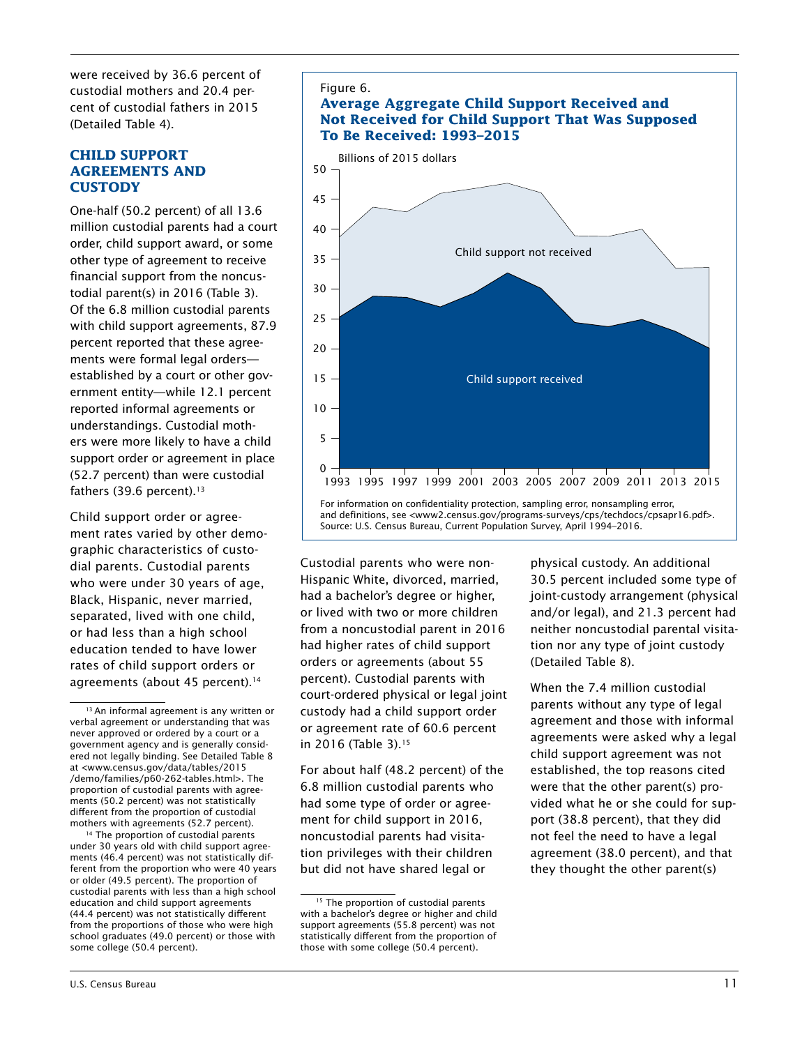were received by 36.6 percent of custodial mothers and 20.4 percent of custodial fathers in 2015 (Detailed Table 4).

## CHILD SUPPORT AGREEMENTS AND CUSTODY

One-half (50.2 percent) of all 13.6 million custodial parents had a court order, child support award, or some other type of agreement to receive financial support from the noncustodial parent(s) in 2016 (Table 3). Of the 6.8 million custodial parents with child support agreements, 87.9 percent reported that these agreements were formal legal orders—established by a court or other government entity—while 12.1 percent reported informal agreements or understandings. Custodial mothers were more likely to have a child support order or agreement in place (52.7 percent) than were custodial fathers (39.6 percent).[13]

Child support order or agreement rates varied by other demographic characteristics of custodial parents. Custodial parents who were under 30 years of age, Black, Hispanic, never married, separated, lived with one child, or had less than a high school education tended to have lower rates of child support orders or agreements (about 45 percent).[14]

Figure 6.
**Average Aggregate Child Support Received and Not Received for Child Support That Was Supposed To Be Received: 1993–2015**

Billions of 2015 dollars

Child support not received

Child support received

1993 1995 1997 1999 2001 2003 2005 2007 2009 2011 2013 2015

For information on confidentiality protection, sampling error, nonsampling error, and definitions, see <www2.census.gov/programs-surveys/cps/techdocs/cpsapr16.pdf>.
Source: U.S. Census Bureau, Current Population Survey, April 1994–2016.

Custodial parents who were non-Hispanic White, divorced, married, had a bachelor's degree or higher, or lived with two or more children from a noncustodial parent in 2016 had higher rates of child support orders or agreements (about 55 percent). Custodial parents with court-ordered physical or legal joint custody had a child support order or agreement rate of 60.6 percent in 2016 (Table 3).[15]

For about half (48.2 percent) of the 6.8 million custodial parents who had some type of order or agreement for child support in 2016, noncustodial parents had visitation privileges with their children but did not have shared legal or physical custody. An additional 30.5 percent included some type of joint-custody arrangement (physical and/or legal), and 21.3 percent had neither noncustodial parental visitation nor any type of joint custody (Detailed Table 8).

When the 7.4 million custodial parents without any type of legal agreement and those with informal agreements were asked why a legal child support agreement was not established, the top reasons cited were that the other parent(s) provided what he or she could for support (38.8 percent), that they did not feel the need to have a legal agreement (38.0 percent), and that they thought the other parent(s)

---

[13] An informal agreement is any written or verbal agreement or understanding that was never approved or ordered by a court or a government agency and is generally considered not legally binding. See Detailed Table 8 at <www.census.gov/data/tables/2015/demo/families/p60-262-tables.html>. The proportion of custodial parents with agreements (50.2 percent) was not statistically different from the proportion of custodial mothers with agreements (52.7 percent).

[14] The proportion of custodial parents under 30 years old with child support agreements (46.4 percent) was not statistically different from the proportion who were 40 years or older (49.5 percent). The proportion of custodial parents with less than a high school education and child support agreements (44.4 percent) was not statistically different from the proportions of those who were high school graduates (49.0 percent) or those with some college (50.4 percent).

[15] The proportion of custodial parents with a bachelor's degree or higher and child support agreements (55.8 percent) was not statistically different from the proportion of those with some college (50.4 percent).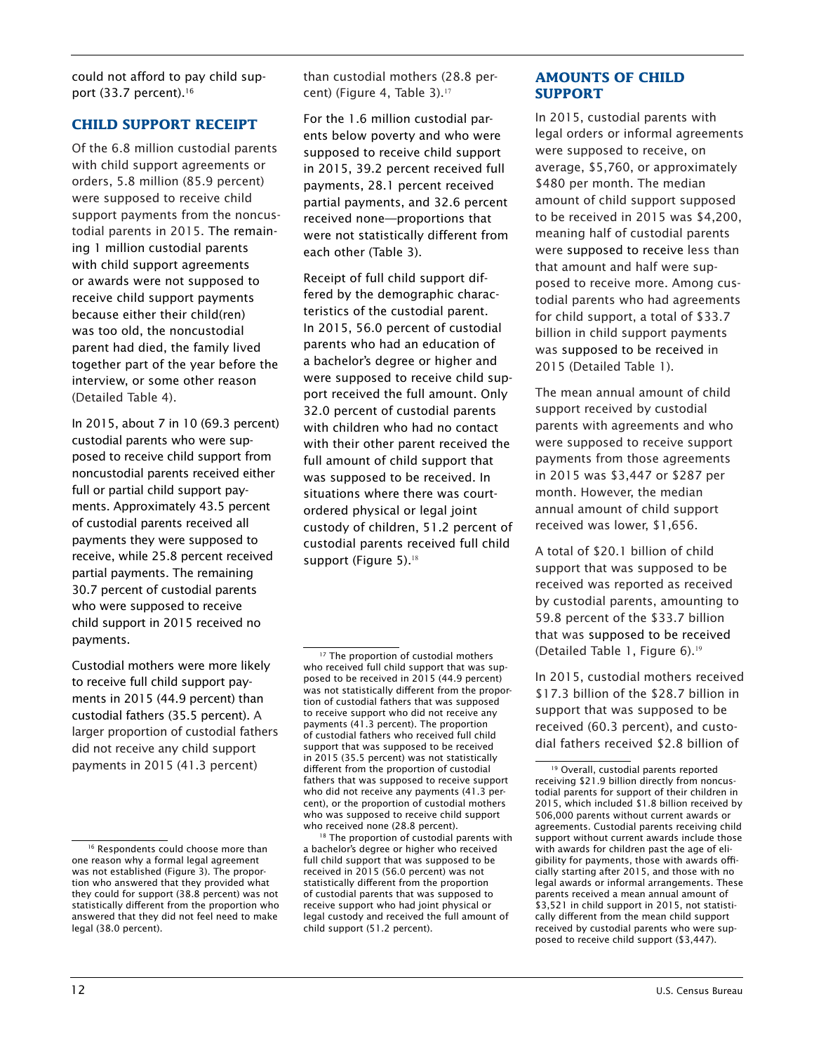could not afford to pay child support (33.7 percent).[16]

## CHILD SUPPORT RECEIPT

Of the 6.8 million custodial parents with child support agreements or orders, 5.8 million (85.9 percent) were supposed to receive child support payments from the noncustodial parents in 2015. The remaining 1 million custodial parents with child support agreements or awards were not supposed to receive child support payments because either their child(ren) was too old, the noncustodial parent had died, the family lived together part of the year before the interview, or some other reason (Detailed Table 4).

In 2015, about 7 in 10 (69.3 percent) custodial parents who were supposed to receive child support from noncustodial parents received either full or partial child support payments. Approximately 43.5 percent of custodial parents received all payments they were supposed to receive, while 25.8 percent received partial payments. The remaining 30.7 percent of custodial parents who were supposed to receive child support in 2015 received no payments.

Custodial mothers were more likely to receive full child support payments in 2015 (44.9 percent) than custodial fathers (35.5 percent). A larger proportion of custodial fathers did not receive any child support payments in 2015 (41.3 percent) than custodial mothers (28.8 percent) (Figure 4, Table 3).[17]

For the 1.6 million custodial parents below poverty and who were supposed to receive child support in 2015, 39.2 percent received full payments, 28.1 percent received partial payments, and 32.6 percent received none—proportions that were not statistically different from each other (Table 3).

Receipt of full child support differed by the demographic characteristics of the custodial parent. In 2015, 56.0 percent of custodial parents who had an education of a bachelor's degree or higher and were supposed to receive child support received the full amount. Only 32.0 percent of custodial parents with children who had no contact with their other parent received the full amount of child support that was supposed to be received. In situations where there was court-ordered physical or legal joint custody of children, 51.2 percent of custodial parents received full child support (Figure 5).[18]

## AMOUNTS OF CHILD SUPPORT

In 2015, custodial parents with legal orders or informal agreements were supposed to receive, on average, $5,760, or approximately $480 per month. The median amount of child support supposed to be received in 2015 was $4,200, meaning half of custodial parents were supposed to receive less than that amount and half were supposed to receive more. Among custodial parents who had agreements for child support, a total of $33.7 billion in child support payments was supposed to be received in 2015 (Detailed Table 1).

The mean annual amount of child support received by custodial parents with agreements and who were supposed to receive support payments from those agreements in 2015 was $3,447 or $287 per month. However, the median annual amount of child support received was lower, $1,656.

A total of $20.1 billion of child support that was supposed to be received was reported as received by custodial parents, amounting to 59.8 percent of the $33.7 billion that was supposed to be received (Detailed Table 1, Figure 6).[19]

In 2015, custodial mothers received $17.3 billion of the $28.7 billion in support that was supposed to be received (60.3 percent), and custodial fathers received $2.8 billion of

---

[16] Respondents could choose more than one reason why a formal legal agreement was not established (Figure 3). The proportion who answered that they provided what they could for support (38.8 percent) was not statistically different from the proportion who answered that they did not feel need to make legal (38.0 percent).

[17] The proportion of custodial mothers who received full child support that was supposed to be received in 2015 (44.9 percent) was not statistically different from the proportion of custodial fathers that was supposed to receive support who did not receive any payments (41.3 percent). The proportion of custodial fathers who received full child support that was supposed to be received in 2015 (35.5 percent) was not statistically different from the proportion of custodial fathers that was supposed to receive support who did not receive any payments (41.3 percent), or the proportion of custodial mothers who was supposed to receive child support who received none (28.8 percent).

[18] The proportion of custodial parents with a bachelor's degree or higher who received full child support that was supposed to be received in 2015 (56.0 percent) was not statistically different from the proportion of custodial parents that was supposed to receive support who had joint physical or legal custody and received the full amount of child support (51.2 percent).

[19] Overall, custodial parents reported receiving $21.9 billion directly from noncustodial parents for support of their children in 2015, which included $1.8 billion received by 506,000 parents without current awards or agreements. Custodial parents receiving child support without current awards include those with awards for children past the age of eligibility for payments, those with awards officially starting after 2015, and those with no legal awards or informal arrangements. These parents received a mean annual amount of $3,521 in child support in 2015, not statistically different from the mean child support received by custodial parents who were supposed to receive child support ($3,447).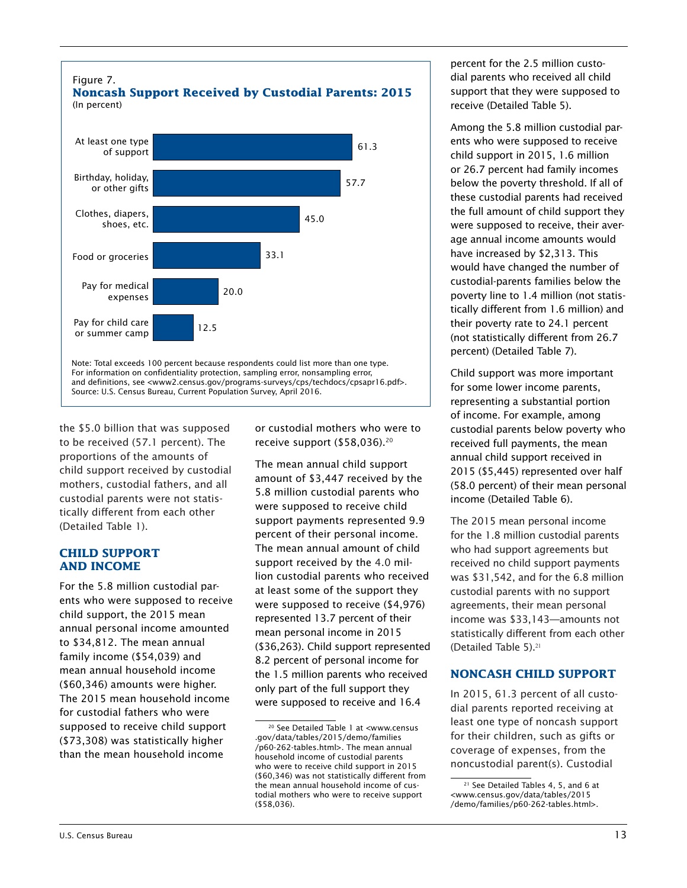Figure 7.
**Noncash Support Received by Custodial Parents: 2015**
(In percent)

| Type of support | Percent |
|---|---|
| At least one type of support | 61.3 |
| Birthday, holiday, or other gifts | 57.7 |
| Clothes, diapers, shoes, etc. | 45.0 |
| Food or groceries | 33.1 |
| Pay for medical expenses | 20.0 |
| Pay for child care or summer camp | 12.5 |

Note: Total exceeds 100 percent because respondents could list more than one type.
For information on confidentiality protection, sampling error, nonsampling error, and definitions, see <www2.census.gov/programs-surveys/cps/techdocs/cpsapr16.pdf>.
Source: U.S. Census Bureau, Current Population Survey, April 2016.

the $5.0 billion that was supposed to be received (57.1 percent). The proportions of the amounts of child support received by custodial mothers, custodial fathers, and all custodial parents were not statistically different from each other (Detailed Table 1).

## CHILD SUPPORT AND INCOME

For the 5.8 million custodial parents who were supposed to receive child support, the 2015 mean annual personal income amounted to $34,812. The mean annual family income ($54,039) and mean annual household income ($60,346) amounts were higher. The 2015 mean household income for custodial fathers who were supposed to receive child support ($73,308) was statistically higher than the mean household income or custodial mothers who were to receive support ($58,036).[20]

The mean annual child support amount of $3,447 received by the 5.8 million custodial parents who were supposed to receive child support payments represented 9.9 percent of their personal income. The mean annual amount of child support received by the 4.0 million custodial parents who received at least some of the support they were supposed to receive ($4,976) represented 13.7 percent of their mean personal income in 2015 ($36,263). Child support represented 8.2 percent of personal income for the 1.5 million parents who received only part of the full support they were supposed to receive and 16.4 percent for the 2.5 million custodial parents who received all child support that they were supposed to receive (Detailed Table 5).

Among the 5.8 million custodial parents who were supposed to receive child support in 2015, 1.6 million or 26.7 percent had family incomes below the poverty threshold. If all of these custodial parents had received the full amount of child support they were supposed to receive, their average annual income amounts would have increased by $2,313. This would have changed the number of custodial-parents families below the poverty line to 1.4 million (not statistically different from 1.6 million) and their poverty rate to 24.1 percent (not statistically different from 26.7 percent) (Detailed Table 7).

Child support was more important for some lower income parents, representing a substantial portion of income. For example, among custodial parents below poverty who received full payments, the mean annual child support received in 2015 ($5,445) represented over half (58.0 percent) of their mean personal income (Detailed Table 6).

The 2015 mean personal income for the 1.8 million custodial parents who had support agreements but received no child support payments was $31,542, and for the 6.8 million custodial parents with no support agreements, their mean personal income was $33,143—amounts not statistically different from each other (Detailed Table 5).[21]

## NONCASH CHILD SUPPORT

In 2015, 61.3 percent of all custodial parents reported receiving at least one type of noncash support for their children, such as gifts or coverage of expenses, from the noncustodial parent(s). Custodial

[20] See Detailed Table 1 at <www.census.gov/data/tables/2015/demo/families/p60-262-tables.html>. The mean annual household income of custodial parents who were to receive child support in 2015 ($60,346) was not statistically different from the mean annual household income of custodial mothers who were to receive support ($58,036).

[21] See Detailed Tables 4, 5, and 6 at <www.census.gov/data/tables/2015/demo/families/p60-262-tables.html>.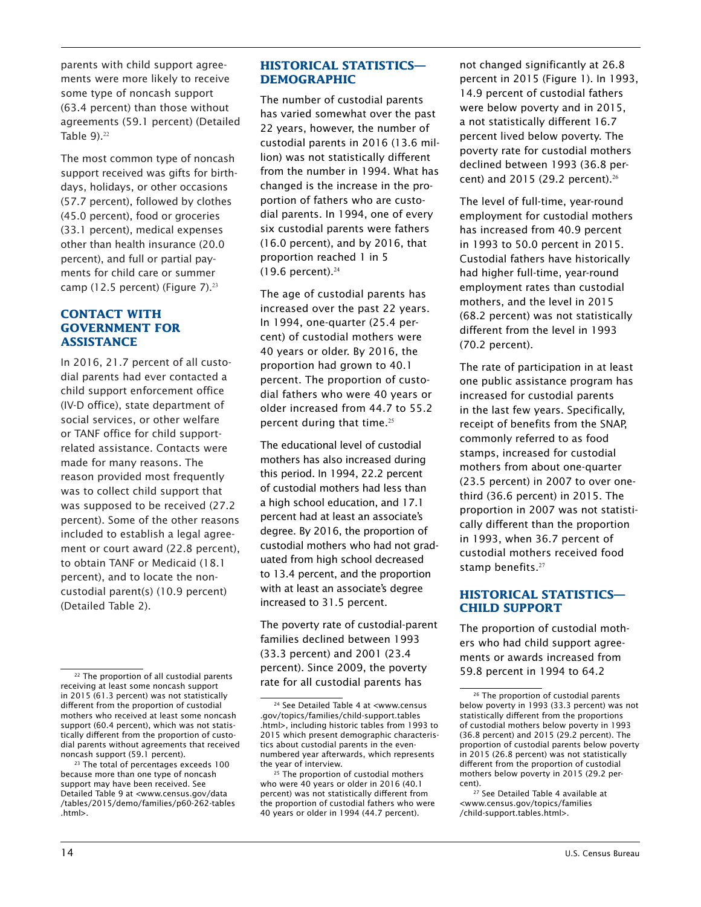parents with child support agreements were more likely to receive some type of noncash support (63.4 percent) than those without agreements (59.1 percent) (Detailed Table 9).[22]

The most common type of noncash support received was gifts for birthdays, holidays, or other occasions (57.7 percent), followed by clothes (45.0 percent), food or groceries (33.1 percent), medical expenses other than health insurance (20.0 percent), and full or partial payments for child care or summer camp (12.5 percent) (Figure 7).[23]

## CONTACT WITH GOVERNMENT FOR ASSISTANCE

In 2016, 21.7 percent of all custodial parents had ever contacted a child support enforcement office (IV-D office), state department of social services, or other welfare or TANF office for child support-related assistance. Contacts were made for many reasons. The reason provided most frequently was to collect child support that was supposed to be received (27.2 percent). Some of the other reasons included to establish a legal agreement or court award (22.8 percent), to obtain TANF or Medicaid (18.1 percent), and to locate the noncustodial parent(s) (10.9 percent) (Detailed Table 2).

## HISTORICAL STATISTICS—DEMOGRAPHIC

The number of custodial parents has varied somewhat over the past 22 years, however, the number of custodial parents in 2016 (13.6 million) was not statistically different from the number in 1994. What has changed is the increase in the proportion of fathers who are custodial parents. In 1994, one of every six custodial parents were fathers (16.0 percent), and by 2016, that proportion reached 1 in 5 (19.6 percent).[24]

The age of custodial parents has increased over the past 22 years. In 1994, one-quarter (25.4 percent) of custodial mothers were 40 years or older. By 2016, the proportion had grown to 40.1 percent. The proportion of custodial fathers who were 40 years or older increased from 44.7 to 55.2 percent during that time.[25]

The educational level of custodial mothers has also increased during this period. In 1994, 22.2 percent of custodial mothers had less than a high school education, and 17.1 percent had at least an associate's degree. By 2016, the proportion of custodial mothers who had not graduated from high school decreased to 13.4 percent, and the proportion with at least an associate's degree increased to 31.5 percent.

The poverty rate of custodial-parent families declined between 1993 (33.3 percent) and 2001 (23.4 percent). Since 2009, the poverty rate for all custodial parents has not changed significantly at 26.8 percent in 2015 (Figure 1). In 1993, 14.9 percent of custodial fathers were below poverty and in 2015, a not statistically different 16.7 percent lived below poverty. The poverty rate for custodial mothers declined between 1993 (36.8 percent) and 2015 (29.2 percent).[26]

The level of full-time, year-round employment for custodial mothers has increased from 40.9 percent in 1993 to 50.0 percent in 2015. Custodial fathers have historically had higher full-time, year-round employment rates than custodial mothers, and the level in 2015 (68.2 percent) was not statistically different from the level in 1993 (70.2 percent).

The rate of participation in at least one public assistance program has increased for custodial parents in the last few years. Specifically, receipt of benefits from the SNAP, commonly referred to as food stamps, increased for custodial mothers from about one-quarter (23.5 percent) in 2007 to over one-third (36.6 percent) in 2015. The proportion in 2007 was not statistically different than the proportion in 1993, when 36.7 percent of custodial mothers received food stamp benefits.[27]

## HISTORICAL STATISTICS—CHILD SUPPORT

The proportion of custodial mothers who had child support agreements or awards increased from 59.8 percent in 1994 to 64.2

---

[22] The proportion of all custodial parents receiving at least some noncash support in 2015 (61.3 percent) was not statistically different from the proportion of custodial mothers who received at least some noncash support (60.4 percent), which was not statistically different from the proportion of custodial parents without agreements that received noncash support (59.1 percent).

[23] The total of percentages exceeds 100 because more than one type of noncash support may have been received. See Detailed Table 9 at <www.census.gov/data/tables/2015/demo/families/p60-262-tables.html>.

[24] See Detailed Table 4 at <www.census.gov/topics/families/child-support.tables.html>, including historic tables from 1993 to 2015 which present demographic characteristics about custodial parents in the even-numbered year afterwards, which represents the year of interview.

[25] The proportion of custodial mothers who were 40 years or older in 2016 (40.1 percent) was not statistically different from the proportion of custodial fathers who were 40 years or older in 1994 (44.7 percent).

[26] The proportion of custodial parents below poverty in 1993 (33.3 percent) was not statistically different from the proportions of custodial mothers below poverty in 1993 (36.8 percent) and 2015 (29.2 percent). The proportion of custodial parents below poverty in 2015 (26.8 percent) was not statistically different from the proportion of custodial mothers below poverty in 2015 (29.2 percent).

[27] See Detailed Table 4 available at <www.census.gov/topics/families/child-support.tables.html>.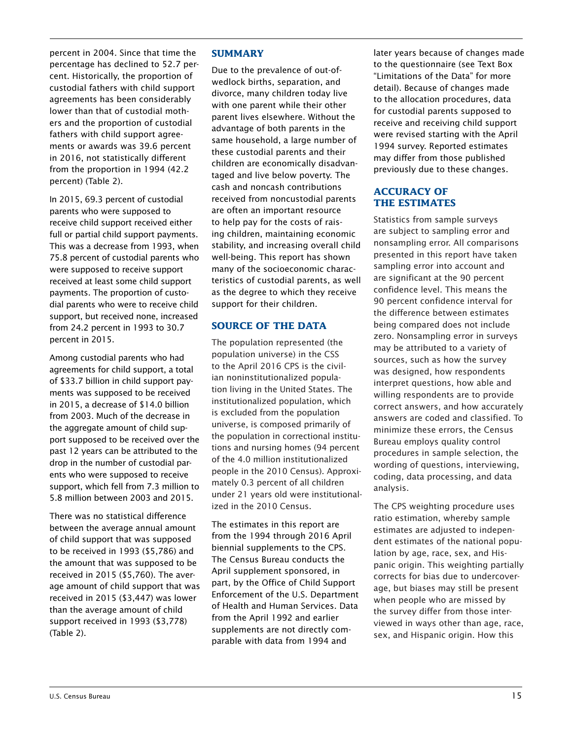percent in 2004. Since that time the percentage has declined to 52.7 percent. Historically, the proportion of custodial fathers with child support agreements has been considerably lower than that of custodial mothers and the proportion of custodial fathers with child support agreements or awards was 39.6 percent in 2016, not statistically different from the proportion in 1994 (42.2 percent) (Table 2).

In 2015, 69.3 percent of custodial parents who were supposed to receive child support received either full or partial child support payments. This was a decrease from 1993, when 75.8 percent of custodial parents who were supposed to receive support received at least some child support payments. The proportion of custodial parents who were to receive child support, but received none, increased from 24.2 percent in 1993 to 30.7 percent in 2015.

Among custodial parents who had agreements for child support, a total of $33.7 billion in child support payments was supposed to be received in 2015, a decrease of $14.0 billion from 2003. Much of the decrease in the aggregate amount of child support supposed to be received over the past 12 years can be attributed to the drop in the number of custodial parents who were supposed to receive support, which fell from 7.3 million to 5.8 million between 2003 and 2015.

There was no statistical difference between the average annual amount of child support that was supposed to be received in 1993 ($5,786) and the amount that was supposed to be received in 2015 ($5,760). The average amount of child support that was received in 2015 ($3,447) was lower than the average amount of child support received in 1993 ($3,778) (Table 2).

## SUMMARY

Due to the prevalence of out-of-wedlock births, separation, and divorce, many children today live with one parent while their other parent lives elsewhere. Without the advantage of both parents in the same household, a large number of these custodial parents and their children are economically disadvantaged and live below poverty. The cash and noncash contributions received from noncustodial parents are often an important resource to help pay for the costs of raising children, maintaining economic stability, and increasing overall child well-being. This report has shown many of the socioeconomic characteristics of custodial parents, as well as the degree to which they receive support for their children.

## SOURCE OF THE DATA

The population represented (the population universe) in the CSS to the April 2016 CPS is the civilian noninstitutionalized population living in the United States. The institutionalized population, which is excluded from the population universe, is composed primarily of the population in correctional institutions and nursing homes (94 percent of the 4.0 million institutionalized people in the 2010 Census). Approximately 0.3 percent of all children under 21 years old were institutionalized in the 2010 Census.

The estimates in this report are from the 1994 through 2016 April biennial supplements to the CPS. The Census Bureau conducts the April supplement sponsored, in part, by the Office of Child Support Enforcement of the U.S. Department of Health and Human Services. Data from the April 1992 and earlier supplements are not directly comparable with data from 1994 and later years because of changes made to the questionnaire (see Text Box "Limitations of the Data" for more detail). Because of changes made to the allocation procedures, data for custodial parents supposed to receive and receiving child support were revised starting with the April 1994 survey. Reported estimates may differ from those published previously due to these changes.

## ACCURACY OF THE ESTIMATES

Statistics from sample surveys are subject to sampling error and nonsampling error. All comparisons presented in this report have taken sampling error into account and are significant at the 90 percent confidence level. This means the 90 percent confidence interval for the difference between estimates being compared does not include zero. Nonsampling error in surveys may be attributed to a variety of sources, such as how the survey was designed, how respondents interpret questions, how able and willing respondents are to provide correct answers, and how accurately answers are coded and classified. To minimize these errors, the Census Bureau employs quality control procedures in sample selection, the wording of questions, interviewing, coding, data processing, and data analysis.

The CPS weighting procedure uses ratio estimation, whereby sample estimates are adjusted to independent estimates of the national population by age, race, sex, and Hispanic origin. This weighting partially corrects for bias due to undercoverage, but biases may still be present when people who are missed by the survey differ from those interviewed in ways other than age, race, sex, and Hispanic origin. How this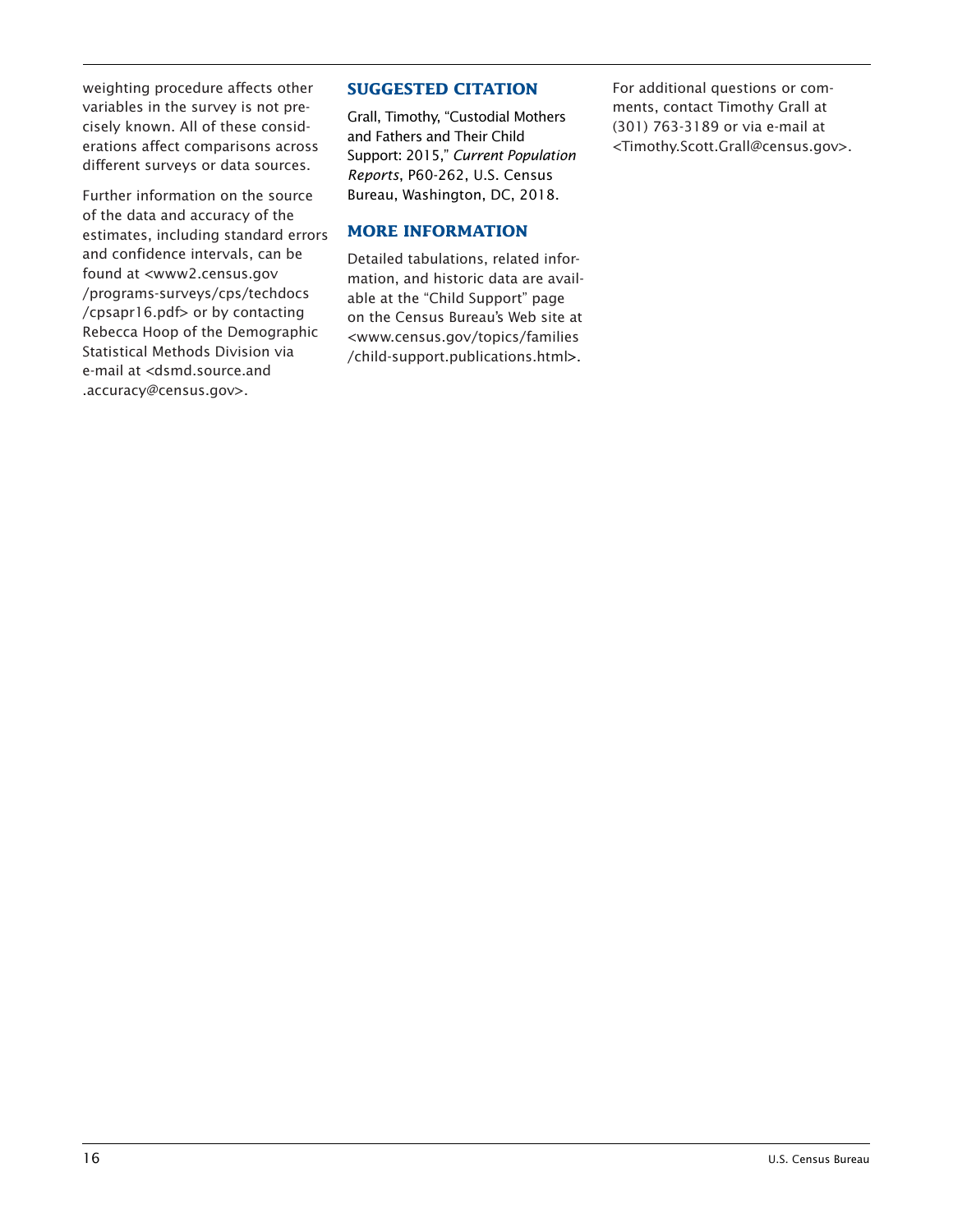weighting procedure affects other variables in the survey is not precisely known. All of these considerations affect comparisons across different surveys or data sources.

Further information on the source of the data and accuracy of the estimates, including standard errors and confidence intervals, can be found at <www2.census.gov/programs-surveys/cps/techdocs/cpsapr16.pdf> or by contacting Rebecca Hoop of the Demographic Statistical Methods Division via e-mail at <dsmd.source.and.accuracy@census.gov>.

## SUGGESTED CITATION

Grall, Timothy, "Custodial Mothers and Fathers and Their Child Support: 2015," *Current Population Reports*, P60-262, U.S. Census Bureau, Washington, DC, 2018.

## MORE INFORMATION

Detailed tabulations, related information, and historic data are available at the "Child Support" page on the Census Bureau's Web site at <www.census.gov/topics/families/child-support.publications.html>.

For additional questions or comments, contact Timothy Grall at (301) 763-3189 or via e-mail at <Timothy.Scott.Grall@census.gov>.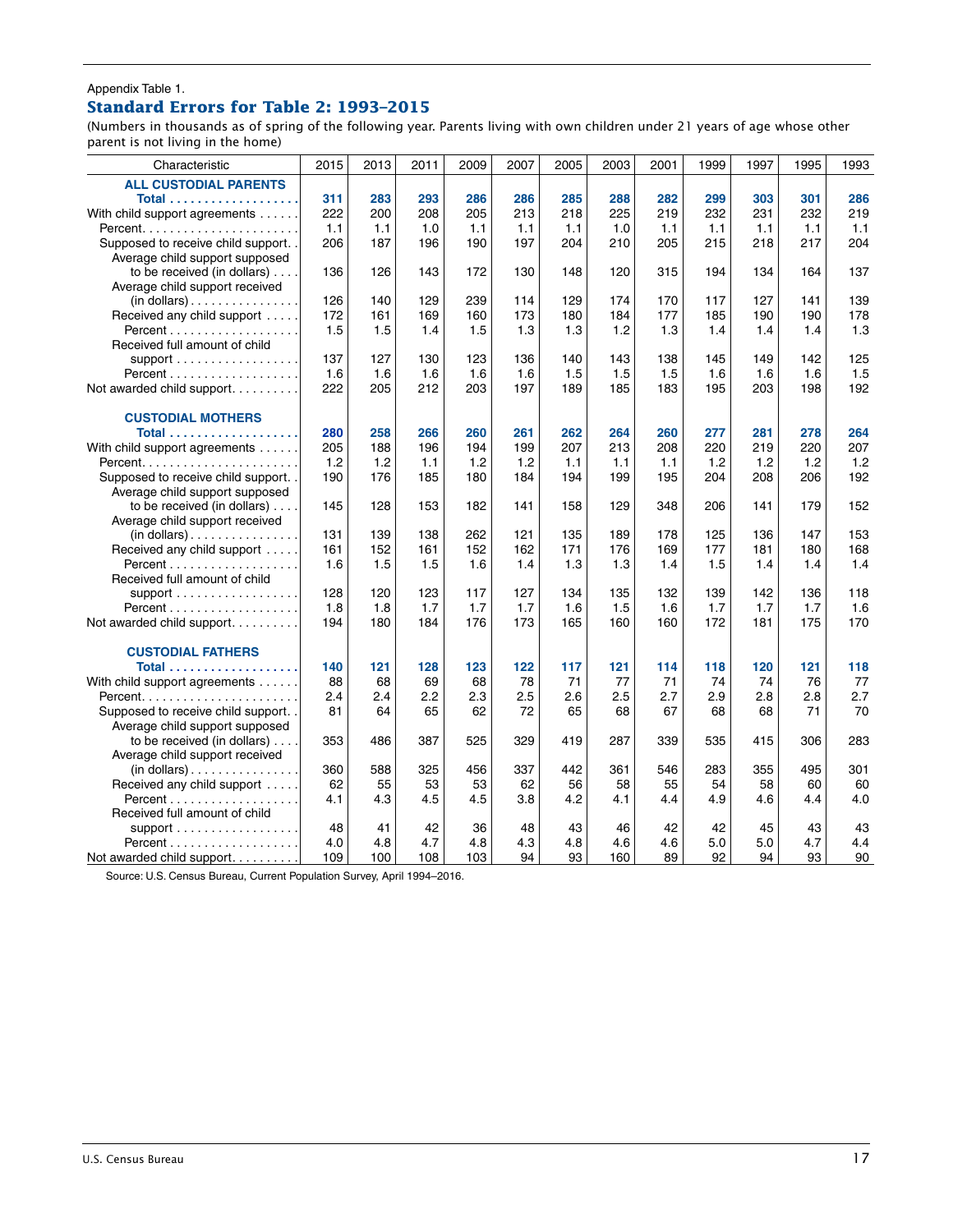Appendix Table 1.

## Standard Errors for Table 2: 1993–2015

(Numbers in thousands as of spring of the following year. Parents living with own children under 21 years of age whose other parent is not living in the home)

| Characteristic | 2015 | 2013 | 2011 | 2009 | 2007 | 2005 | 2003 | 2001 | 1999 | 1997 | 1995 | 1993 |
|---|---|---|---|---|---|---|---|---|---|---|---|---|
| **ALL CUSTODIAL PARENTS** | | | | | | | | | | | | |
| **Total** | **311** | **283** | **293** | **286** | **286** | **285** | **288** | **282** | **299** | **303** | **301** | **286** |
| With child support agreements | 222 | 200 | 208 | 205 | 213 | 218 | 225 | 219 | 232 | 231 | 232 | 219 |
| Percent | 1.1 | 1.1 | 1.0 | 1.1 | 1.1 | 1.1 | 1.0 | 1.1 | 1.1 | 1.1 | 1.1 | 1.1 |
| Supposed to receive child support | 206 | 187 | 196 | 190 | 197 | 204 | 210 | 205 | 215 | 218 | 217 | 204 |
| Average child support supposed to be received (in dollars) | 136 | 126 | 143 | 172 | 130 | 148 | 120 | 315 | 194 | 134 | 164 | 137 |
| Average child support received (in dollars) | 126 | 140 | 129 | 239 | 114 | 129 | 174 | 170 | 117 | 127 | 141 | 139 |
| Received any child support | 172 | 161 | 169 | 160 | 173 | 180 | 184 | 177 | 185 | 190 | 190 | 178 |
| Percent | 1.5 | 1.5 | 1.4 | 1.5 | 1.3 | 1.3 | 1.2 | 1.3 | 1.4 | 1.4 | 1.4 | 1.3 |
| Received full amount of child support | 137 | 127 | 130 | 123 | 136 | 140 | 143 | 138 | 145 | 149 | 142 | 125 |
| Percent | 1.6 | 1.6 | 1.6 | 1.6 | 1.6 | 1.5 | 1.5 | 1.5 | 1.6 | 1.6 | 1.6 | 1.5 |
| Not awarded child support | 222 | 205 | 212 | 203 | 197 | 189 | 185 | 183 | 195 | 203 | 198 | 192 |
| **CUSTODIAL MOTHERS** | | | | | | | | | | | | |
| **Total** | **280** | **258** | **266** | **260** | **261** | **262** | **264** | **260** | **277** | **281** | **278** | **264** |
| With child support agreements | 205 | 188 | 196 | 194 | 199 | 207 | 213 | 208 | 220 | 219 | 220 | 207 |
| Percent | 1.2 | 1.2 | 1.1 | 1.2 | 1.2 | 1.1 | 1.1 | 1.1 | 1.2 | 1.2 | 1.2 | 1.2 |
| Supposed to receive child support | 190 | 176 | 185 | 180 | 184 | 194 | 199 | 195 | 204 | 208 | 206 | 192 |
| Average child support supposed to be received (in dollars) | 145 | 128 | 153 | 182 | 141 | 158 | 129 | 348 | 206 | 141 | 179 | 152 |
| Average child support received (in dollars) | 131 | 139 | 138 | 262 | 121 | 135 | 189 | 178 | 125 | 136 | 147 | 153 |
| Received any child support | 161 | 152 | 161 | 152 | 162 | 171 | 176 | 169 | 177 | 181 | 180 | 168 |
| Percent | 1.6 | 1.5 | 1.5 | 1.6 | 1.4 | 1.3 | 1.3 | 1.4 | 1.5 | 1.4 | 1.4 | 1.4 |
| Received full amount of child support | 128 | 120 | 123 | 117 | 127 | 134 | 135 | 132 | 139 | 142 | 136 | 118 |
| Percent | 1.8 | 1.8 | 1.7 | 1.7 | 1.7 | 1.6 | 1.5 | 1.6 | 1.7 | 1.7 | 1.7 | 1.6 |
| Not awarded child support | 194 | 180 | 184 | 176 | 173 | 165 | 160 | 160 | 172 | 181 | 175 | 170 |
| **CUSTODIAL FATHERS** | | | | | | | | | | | | |
| **Total** | **140** | **121** | **128** | **123** | **122** | **117** | **121** | **114** | **118** | **120** | **121** | **118** |
| With child support agreements | 88 | 68 | 69 | 68 | 78 | 71 | 77 | 71 | 74 | 74 | 76 | 77 |
| Percent | 2.4 | 2.4 | 2.2 | 2.3 | 2.5 | 2.6 | 2.5 | 2.7 | 2.9 | 2.8 | 2.8 | 2.7 |
| Supposed to receive child support | 81 | 64 | 65 | 62 | 72 | 65 | 68 | 67 | 68 | 68 | 71 | 70 |
| Average child support supposed to be received (in dollars) | 353 | 486 | 387 | 525 | 329 | 419 | 287 | 339 | 535 | 415 | 306 | 283 |
| Average child support received (in dollars) | 360 | 588 | 325 | 456 | 337 | 442 | 361 | 546 | 283 | 355 | 495 | 301 |
| Received any child support | 62 | 55 | 53 | 53 | 62 | 56 | 58 | 55 | 54 | 58 | 60 | 60 |
| Percent | 4.1 | 4.3 | 4.5 | 4.5 | 3.8 | 4.2 | 4.1 | 4.4 | 4.9 | 4.6 | 4.4 | 4.0 |
| Received full amount of child support | 48 | 41 | 42 | 36 | 48 | 43 | 46 | 42 | 42 | 45 | 43 | 43 |
| Percent | 4.0 | 4.8 | 4.7 | 4.8 | 4.3 | 4.8 | 4.6 | 4.6 | 5.0 | 5.0 | 4.7 | 4.4 |
| Not awarded child support | 109 | 100 | 108 | 103 | 94 | 93 | 160 | 89 | 92 | 94 | 93 | 90 |

Source: U.S. Census Bureau, Current Population Survey, April 1994–2016.